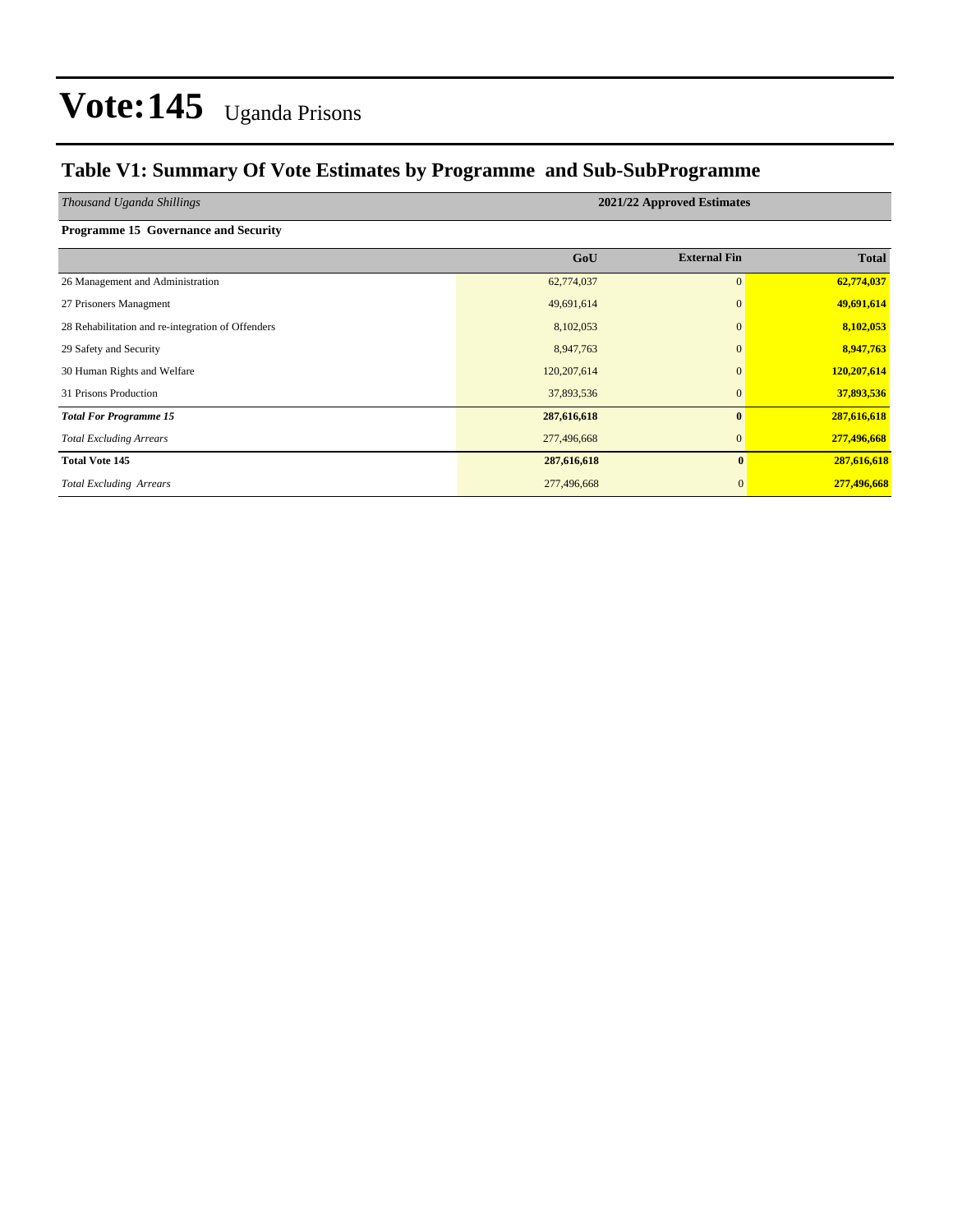# Vote:145 Uganda Prisons

## Table V1: Summary Of Vote Estimates by Programme and Sub-SubProgramme

| *Thousand Uganda Shillings* | 2021/22 Approved Estimates | | |
|---|---|---|---|
| **Programme 15 Governance and Security** | | | |
| | **GoU** | **External Fin** | **Total** |
| 26 Management and Administration | 62,774,037 | 0 | **62,774,037** |
| 27 Prisoners Managment | 49,691,614 | 0 | **49,691,614** |
| 28 Rehabilitation and re-integration of Offenders | 8,102,053 | 0 | **8,102,053** |
| 29 Safety and Security | 8,947,763 | 0 | **8,947,763** |
| 30 Human Rights and Welfare | 120,207,614 | 0 | **120,207,614** |
| 31 Prisons Production | 37,893,536 | 0 | **37,893,536** |
| ***Total For Programme 15*** | **287,616,618** | **0** | **287,616,618** |
| *Total Excluding Arrears* | 277,496,668 | 0 | **277,496,668** |
| **Total Vote 145** | **287,616,618** | **0** | **287,616,618** |
| *Total Excluding Arrears* | 277,496,668 | 0 | **277,496,668** |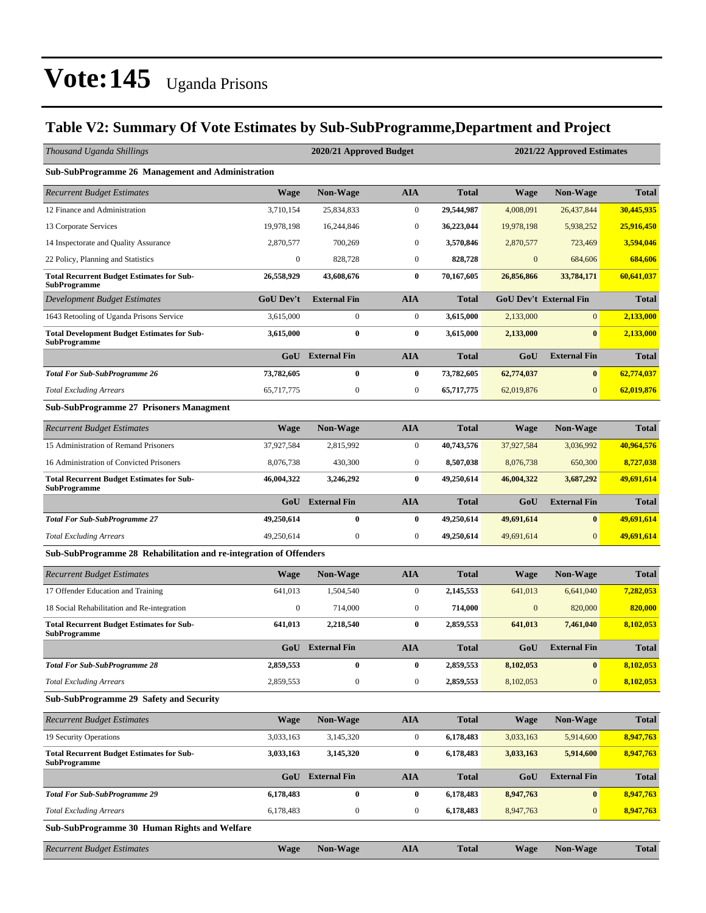# Vote:145 Uganda Prisons

## Table V2: Summary Of Vote Estimates by Sub-SubProgramme,Department and Project

| *Thousand Uganda Shillings* | 2020/21 Approved Budget | | | | 2021/22 Approved Estimates | | |
|---|---|---|---|---|---|---|---|
| **Sub-SubProgramme 26 Management and Administration** | | | | | | | |
| *Recurrent Budget Estimates* | **Wage** | **Non-Wage** | **AIA** | **Total** | **Wage** | **Non-Wage** | **Total** |
| 12 Finance and Administration | 3,710,154 | 25,834,833 | 0 | **29,544,987** | 4,008,091 | 26,437,844 | **30,445,935** |
| 13 Corporate Services | 19,978,198 | 16,244,846 | 0 | **36,223,044** | 19,978,198 | 5,938,252 | **25,916,450** |
| 14 Inspectorate and Quality Assurance | 2,870,577 | 700,269 | 0 | **3,570,846** | 2,870,577 | 723,469 | **3,594,046** |
| 22 Policy, Planning and Statistics | 0 | 828,728 | 0 | **828,728** | 0 | 684,606 | **684,606** |
| **Total Recurrent Budget Estimates for Sub-SubProgramme** | **26,558,929** | **43,608,676** | **0** | **70,167,605** | **26,856,866** | **33,784,171** | **60,641,037** |
| *Development Budget Estimates* | **GoU Dev't** | **External Fin** | **AIA** | **Total** | **GoU Dev't** | **External Fin** | **Total** |
| 1643 Retooling of Uganda Prisons Service | 3,615,000 | 0 | 0 | **3,615,000** | 2,133,000 | 0 | **2,133,000** |
| **Total Development Budget Estimates for Sub-SubProgramme** | **3,615,000** | **0** | **0** | **3,615,000** | **2,133,000** | **0** | **2,133,000** |
| | **GoU** | **External Fin** | **AIA** | **Total** | **GoU** | **External Fin** | **Total** |
| ***Total For Sub-SubProgramme 26*** | **73,782,605** | **0** | **0** | **73,782,605** | **62,774,037** | **0** | **62,774,037** |
| *Total Excluding Arrears* | 65,717,775 | 0 | 0 | **65,717,775** | 62,019,876 | 0 | **62,019,876** |
| **Sub-SubProgramme 27 Prisoners Managment** | | | | | | | |
| *Recurrent Budget Estimates* | **Wage** | **Non-Wage** | **AIA** | **Total** | **Wage** | **Non-Wage** | **Total** |
| 15 Administration of Remand Prisoners | 37,927,584 | 2,815,992 | 0 | **40,743,576** | 37,927,584 | 3,036,992 | **40,964,576** |
| 16 Administration of Convicted Prisoners | 8,076,738 | 430,300 | 0 | **8,507,038** | 8,076,738 | 650,300 | **8,727,038** |
| **Total Recurrent Budget Estimates for Sub-SubProgramme** | **46,004,322** | **3,246,292** | **0** | **49,250,614** | **46,004,322** | **3,687,292** | **49,691,614** |
| | **GoU** | **External Fin** | **AIA** | **Total** | **GoU** | **External Fin** | **Total** |
| ***Total For Sub-SubProgramme 27*** | **49,250,614** | **0** | **0** | **49,250,614** | **49,691,614** | **0** | **49,691,614** |
| *Total Excluding Arrears* | 49,250,614 | 0 | 0 | **49,250,614** | 49,691,614 | 0 | **49,691,614** |
| **Sub-SubProgramme 28 Rehabilitation and re-integration of Offenders** | | | | | | | |
| *Recurrent Budget Estimates* | **Wage** | **Non-Wage** | **AIA** | **Total** | **Wage** | **Non-Wage** | **Total** |
| 17 Offender Education and Training | 641,013 | 1,504,540 | 0 | **2,145,553** | 641,013 | 6,641,040 | **7,282,053** |
| 18 Social Rehabilitation and Re-integration | 0 | 714,000 | 0 | **714,000** | 0 | 820,000 | **820,000** |
| **Total Recurrent Budget Estimates for Sub-SubProgramme** | **641,013** | **2,218,540** | **0** | **2,859,553** | **641,013** | **7,461,040** | **8,102,053** |
| | **GoU** | **External Fin** | **AIA** | **Total** | **GoU** | **External Fin** | **Total** |
| ***Total For Sub-SubProgramme 28*** | **2,859,553** | **0** | **0** | **2,859,553** | **8,102,053** | **0** | **8,102,053** |
| *Total Excluding Arrears* | 2,859,553 | 0 | 0 | **2,859,553** | 8,102,053 | 0 | **8,102,053** |
| **Sub-SubProgramme 29 Safety and Security** | | | | | | | |
| *Recurrent Budget Estimates* | **Wage** | **Non-Wage** | **AIA** | **Total** | **Wage** | **Non-Wage** | **Total** |
| 19 Security Operations | 3,033,163 | 3,145,320 | 0 | **6,178,483** | 3,033,163 | 5,914,600 | **8,947,763** |
| **Total Recurrent Budget Estimates for Sub-SubProgramme** | **3,033,163** | **3,145,320** | **0** | **6,178,483** | **3,033,163** | **5,914,600** | **8,947,763** |
| | **GoU** | **External Fin** | **AIA** | **Total** | **GoU** | **External Fin** | **Total** |
| ***Total For Sub-SubProgramme 29*** | **6,178,483** | **0** | **0** | **6,178,483** | **8,947,763** | **0** | **8,947,763** |
| *Total Excluding Arrears* | 6,178,483 | 0 | 0 | **6,178,483** | 8,947,763 | 0 | **8,947,763** |
| **Sub-SubProgramme 30 Human Rights and Welfare** | | | | | | | |
| *Recurrent Budget Estimates* | **Wage** | **Non-Wage** | **AIA** | **Total** | **Wage** | **Non-Wage** | **Total** |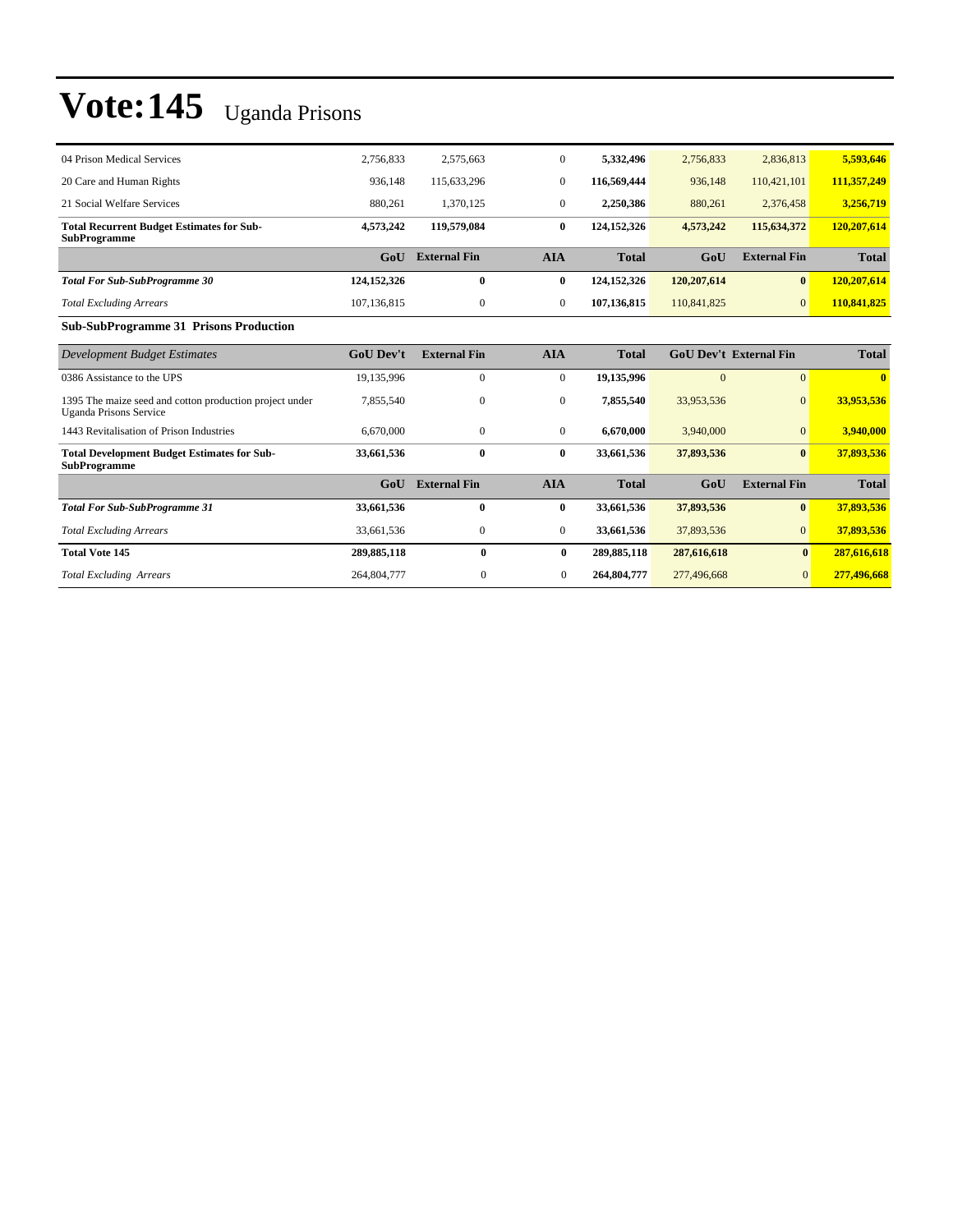# Vote:145 Uganda Prisons

| | | | | | | | |
|---|---|---|---|---|---|---|---|
| 04 Prison Medical Services | 2,756,833 | 2,575,663 | 0 | **5,332,496** | 2,756,833 | 2,836,813 | **5,593,646** |
| 20 Care and Human Rights | 936,148 | 115,633,296 | 0 | **116,569,444** | 936,148 | 110,421,101 | **111,357,249** |
| 21 Social Welfare Services | 880,261 | 1,370,125 | 0 | **2,250,386** | 880,261 | 2,376,458 | **3,256,719** |
| **Total Recurrent Budget Estimates for Sub-SubProgramme** | **4,573,242** | **119,579,084** | **0** | **124,152,326** | **4,573,242** | **115,634,372** | **120,207,614** |
| | **GoU** | **External Fin** | **AIA** | **Total** | **GoU** | **External Fin** | **Total** |
| ***Total For Sub-SubProgramme 30*** | **124,152,326** | **0** | **0** | **124,152,326** | **120,207,614** | **0** | **120,207,614** |
| *Total Excluding Arrears* | 107,136,815 | 0 | 0 | **107,136,815** | 110,841,825 | 0 | **110,841,825** |

### Sub-SubProgramme 31 Prisons Production

| *Development Budget Estimates* | **GoU Dev't** | **External Fin** | **AIA** | **Total** | **GoU Dev't** | **External Fin** | **Total** |
|---|---|---|---|---|---|---|---|
| 0386 Assistance to the UPS | 19,135,996 | 0 | 0 | **19,135,996** | 0 | 0 | **0** |
| 1395 The maize seed and cotton production project under Uganda Prisons Service | 7,855,540 | 0 | 0 | **7,855,540** | 33,953,536 | 0 | **33,953,536** |
| 1443 Revitalisation of Prison Industries | 6,670,000 | 0 | 0 | **6,670,000** | 3,940,000 | 0 | **3,940,000** |
| **Total Development Budget Estimates for Sub-SubProgramme** | **33,661,536** | **0** | **0** | **33,661,536** | **37,893,536** | **0** | **37,893,536** |
| | **GoU** | **External Fin** | **AIA** | **Total** | **GoU** | **External Fin** | **Total** |
| ***Total For Sub-SubProgramme 31*** | **33,661,536** | **0** | **0** | **33,661,536** | **37,893,536** | **0** | **37,893,536** |
| *Total Excluding Arrears* | 33,661,536 | 0 | 0 | **33,661,536** | 37,893,536 | 0 | **37,893,536** |
| **Total Vote 145** | **289,885,118** | **0** | **0** | **289,885,118** | **287,616,618** | **0** | **287,616,618** |
| *Total Excluding Arrears* | 264,804,777 | 0 | 0 | **264,804,777** | 277,496,668 | 0 | **277,496,668** |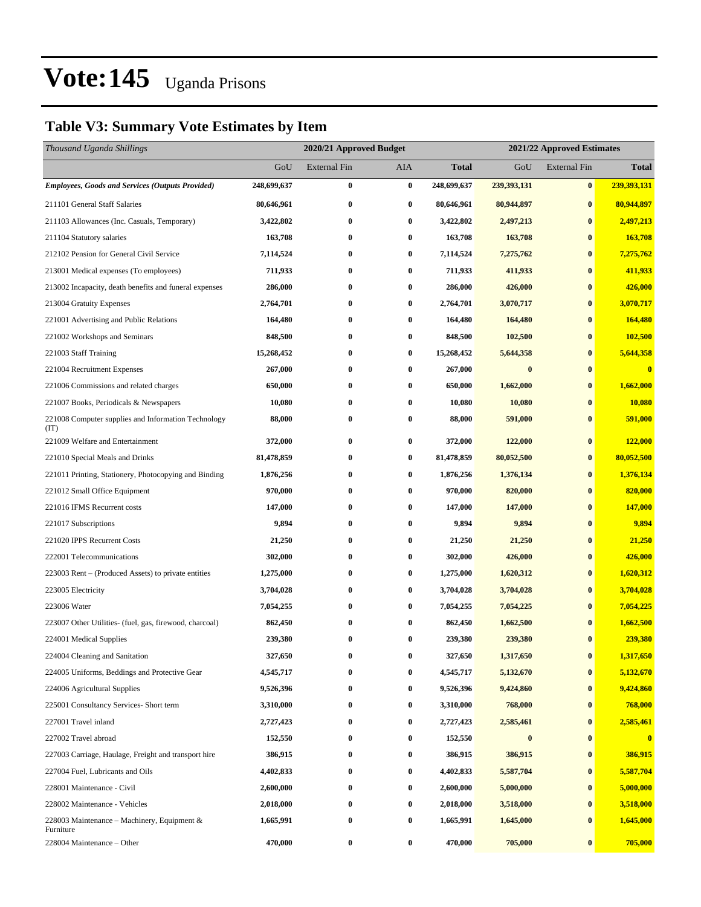# Vote:145 Uganda Prisons

## Table V3: Summary Vote Estimates by Item

| *Thousand Uganda Shillings* | 2020/21 Approved Budget | | | | 2021/22 Approved Estimates | | |
|---|---|---|---|---|---|---|---|
| | GoU | External Fin | AIA | Total | GoU | External Fin | Total |
| ***Employees, Goods and Services (Outputs Provided)*** | **248,699,637** | **0** | **0** | **248,699,637** | **239,393,131** | **0** | **239,393,131** |
| 211101 General Staff Salaries | **80,646,961** | **0** | **0** | **80,646,961** | **80,944,897** | **0** | **80,944,897** |
| 211103 Allowances (Inc. Casuals, Temporary) | **3,422,802** | **0** | **0** | **3,422,802** | **2,497,213** | **0** | **2,497,213** |
| 211104 Statutory salaries | **163,708** | **0** | **0** | **163,708** | **163,708** | **0** | **163,708** |
| 212102 Pension for General Civil Service | **7,114,524** | **0** | **0** | **7,114,524** | **7,275,762** | **0** | **7,275,762** |
| 213001 Medical expenses (To employees) | **711,933** | **0** | **0** | **711,933** | **411,933** | **0** | **411,933** |
| 213002 Incapacity, death benefits and funeral expenses | **286,000** | **0** | **0** | **286,000** | **426,000** | **0** | **426,000** |
| 213004 Gratuity Expenses | **2,764,701** | **0** | **0** | **2,764,701** | **3,070,717** | **0** | **3,070,717** |
| 221001 Advertising and Public Relations | **164,480** | **0** | **0** | **164,480** | **164,480** | **0** | **164,480** |
| 221002 Workshops and Seminars | **848,500** | **0** | **0** | **848,500** | **102,500** | **0** | **102,500** |
| 221003 Staff Training | **15,268,452** | **0** | **0** | **15,268,452** | **5,644,358** | **0** | **5,644,358** |
| 221004 Recruitment Expenses | **267,000** | **0** | **0** | **267,000** | **0** | **0** | **0** |
| 221006 Commissions and related charges | **650,000** | **0** | **0** | **650,000** | **1,662,000** | **0** | **1,662,000** |
| 221007 Books, Periodicals & Newspapers | **10,080** | **0** | **0** | **10,080** | **10,080** | **0** | **10,080** |
| 221008 Computer supplies and Information Technology (IT) | **88,000** | **0** | **0** | **88,000** | **591,000** | **0** | **591,000** |
| 221009 Welfare and Entertainment | **372,000** | **0** | **0** | **372,000** | **122,000** | **0** | **122,000** |
| 221010 Special Meals and Drinks | **81,478,859** | **0** | **0** | **81,478,859** | **80,052,500** | **0** | **80,052,500** |
| 221011 Printing, Stationery, Photocopying and Binding | **1,876,256** | **0** | **0** | **1,876,256** | **1,376,134** | **0** | **1,376,134** |
| 221012 Small Office Equipment | **970,000** | **0** | **0** | **970,000** | **820,000** | **0** | **820,000** |
| 221016 IFMS Recurrent costs | **147,000** | **0** | **0** | **147,000** | **147,000** | **0** | **147,000** |
| 221017 Subscriptions | **9,894** | **0** | **0** | **9,894** | **9,894** | **0** | **9,894** |
| 221020 IPPS Recurrent Costs | **21,250** | **0** | **0** | **21,250** | **21,250** | **0** | **21,250** |
| 222001 Telecommunications | **302,000** | **0** | **0** | **302,000** | **426,000** | **0** | **426,000** |
| 223003 Rent – (Produced Assets) to private entities | **1,275,000** | **0** | **0** | **1,275,000** | **1,620,312** | **0** | **1,620,312** |
| 223005 Electricity | **3,704,028** | **0** | **0** | **3,704,028** | **3,704,028** | **0** | **3,704,028** |
| 223006 Water | **7,054,255** | **0** | **0** | **7,054,255** | **7,054,225** | **0** | **7,054,225** |
| 223007 Other Utilities- (fuel, gas, firewood, charcoal) | **862,450** | **0** | **0** | **862,450** | **1,662,500** | **0** | **1,662,500** |
| 224001 Medical Supplies | **239,380** | **0** | **0** | **239,380** | **239,380** | **0** | **239,380** |
| 224004 Cleaning and Sanitation | **327,650** | **0** | **0** | **327,650** | **1,317,650** | **0** | **1,317,650** |
| 224005 Uniforms, Beddings and Protective Gear | **4,545,717** | **0** | **0** | **4,545,717** | **5,132,670** | **0** | **5,132,670** |
| 224006 Agricultural Supplies | **9,526,396** | **0** | **0** | **9,526,396** | **9,424,860** | **0** | **9,424,860** |
| 225001 Consultancy Services- Short term | **3,310,000** | **0** | **0** | **3,310,000** | **768,000** | **0** | **768,000** |
| 227001 Travel inland | **2,727,423** | **0** | **0** | **2,727,423** | **2,585,461** | **0** | **2,585,461** |
| 227002 Travel abroad | **152,550** | **0** | **0** | **152,550** | **0** | **0** | **0** |
| 227003 Carriage, Haulage, Freight and transport hire | **386,915** | **0** | **0** | **386,915** | **386,915** | **0** | **386,915** |
| 227004 Fuel, Lubricants and Oils | **4,402,833** | **0** | **0** | **4,402,833** | **5,587,704** | **0** | **5,587,704** |
| 228001 Maintenance - Civil | **2,600,000** | **0** | **0** | **2,600,000** | **5,000,000** | **0** | **5,000,000** |
| 228002 Maintenance - Vehicles | **2,018,000** | **0** | **0** | **2,018,000** | **3,518,000** | **0** | **3,518,000** |
| 228003 Maintenance – Machinery, Equipment & Furniture | **1,665,991** | **0** | **0** | **1,665,991** | **1,645,000** | **0** | **1,645,000** |
| 228004 Maintenance – Other | **470,000** | **0** | **0** | **470,000** | **705,000** | **0** | **705,000** |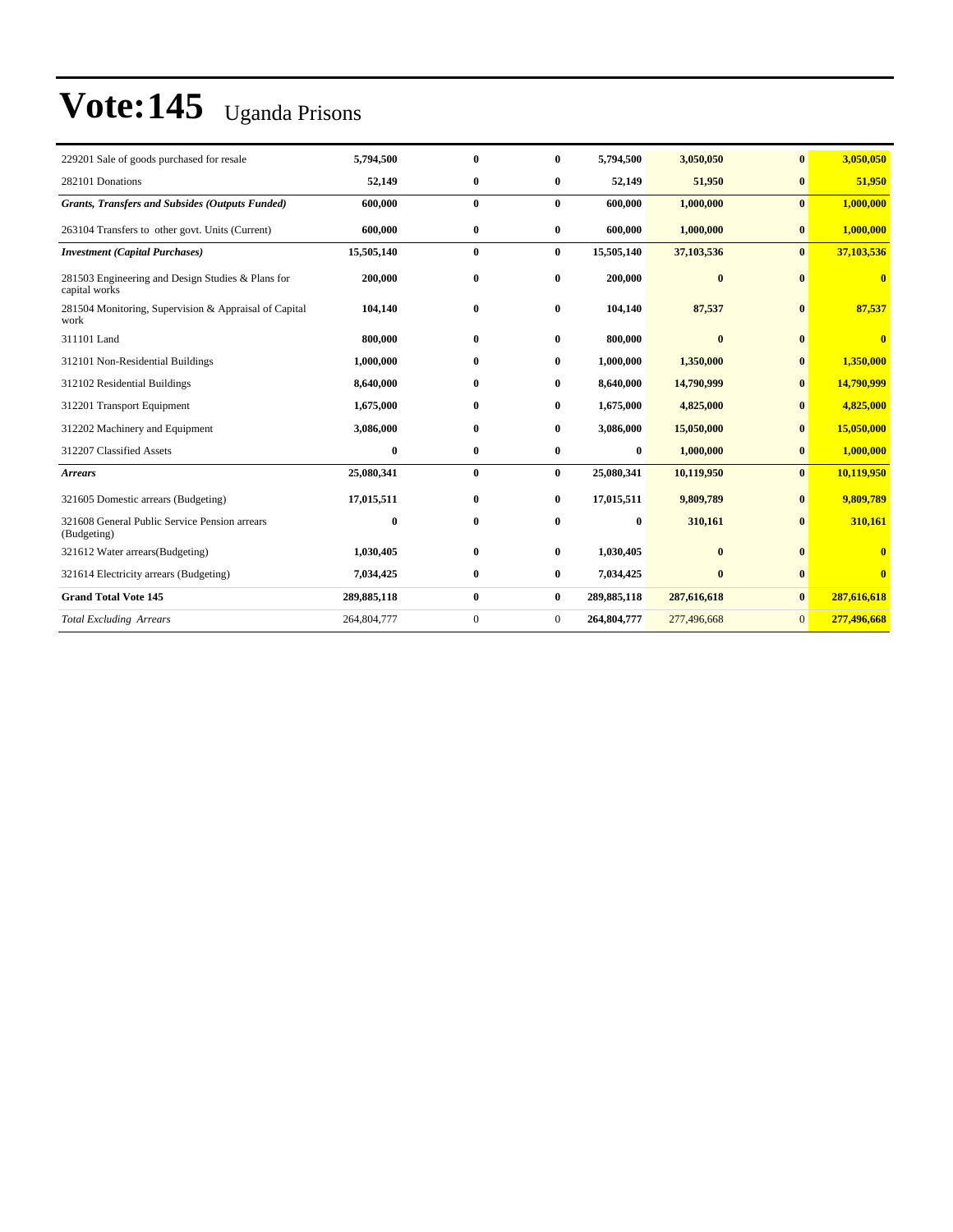# Vote:145 Uganda Prisons

| | | | | | | | |
|---|---|---|---|---|---|---|---|
| 229201 Sale of goods purchased for resale | **5,794,500** | **0** | **0** | **5,794,500** | **3,050,050** | **0** | **3,050,050** |
| 282101 Donations | **52,149** | **0** | **0** | **52,149** | **51,950** | **0** | **51,950** |
| ***Grants, Transfers and Subsides (Outputs Funded)*** | **600,000** | **0** | **0** | **600,000** | **1,000,000** | **0** | **1,000,000** |
| 263104 Transfers to other govt. Units (Current) | **600,000** | **0** | **0** | **600,000** | **1,000,000** | **0** | **1,000,000** |
| ***Investment (Capital Purchases)*** | **15,505,140** | **0** | **0** | **15,505,140** | **37,103,536** | **0** | **37,103,536** |
| 281503 Engineering and Design Studies & Plans for capital works | **200,000** | **0** | **0** | **200,000** | **0** | **0** | **0** |
| 281504 Monitoring, Supervision & Appraisal of Capital work | **104,140** | **0** | **0** | **104,140** | **87,537** | **0** | **87,537** |
| 311101 Land | **800,000** | **0** | **0** | **800,000** | **0** | **0** | **0** |
| 312101 Non-Residential Buildings | **1,000,000** | **0** | **0** | **1,000,000** | **1,350,000** | **0** | **1,350,000** |
| 312102 Residential Buildings | **8,640,000** | **0** | **0** | **8,640,000** | **14,790,999** | **0** | **14,790,999** |
| 312201 Transport Equipment | **1,675,000** | **0** | **0** | **1,675,000** | **4,825,000** | **0** | **4,825,000** |
| 312202 Machinery and Equipment | **3,086,000** | **0** | **0** | **3,086,000** | **15,050,000** | **0** | **15,050,000** |
| 312207 Classified Assets | **0** | **0** | **0** | **0** | **1,000,000** | **0** | **1,000,000** |
| ***Arrears*** | **25,080,341** | **0** | **0** | **25,080,341** | **10,119,950** | **0** | **10,119,950** |
| 321605 Domestic arrears (Budgeting) | **17,015,511** | **0** | **0** | **17,015,511** | **9,809,789** | **0** | **9,809,789** |
| 321608 General Public Service Pension arrears (Budgeting) | **0** | **0** | **0** | **0** | **310,161** | **0** | **310,161** |
| 321612 Water arrears(Budgeting) | **1,030,405** | **0** | **0** | **1,030,405** | **0** | **0** | **0** |
| 321614 Electricity arrears (Budgeting) | **7,034,425** | **0** | **0** | **7,034,425** | **0** | **0** | **0** |
| **Grand Total Vote 145** | **289,885,118** | **0** | **0** | **289,885,118** | **287,616,618** | **0** | **287,616,618** |
| *Total Excluding Arrears* | 264,804,777 | 0 | 0 | **264,804,777** | 277,496,668 | 0 | **277,496,668** |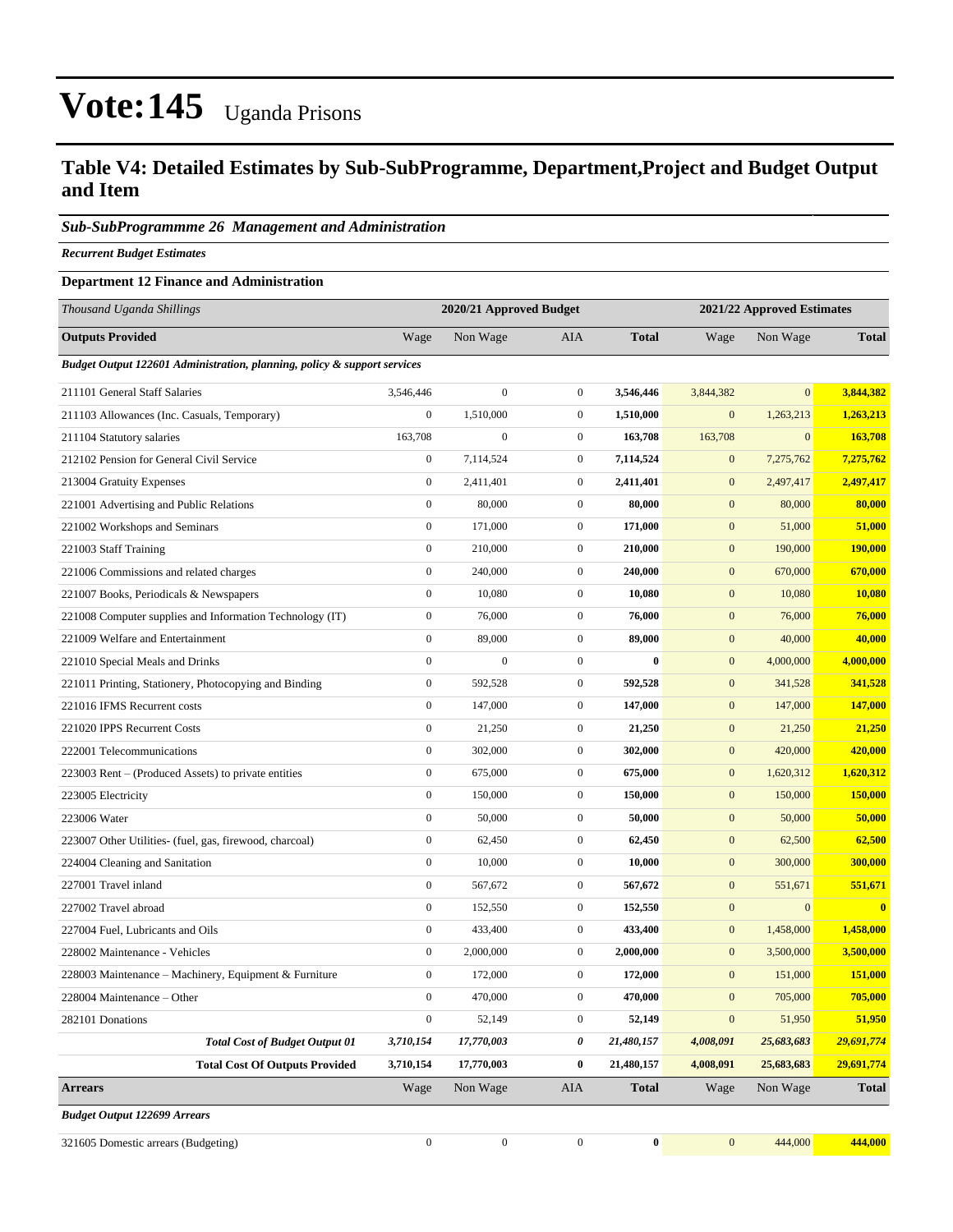# Vote:145 Uganda Prisons

## Table V4: Detailed Estimates by Sub-SubProgramme, Department,Project and Budget Output and Item

### *Sub-SubProgrammme 26 Management and Administration*

***Recurrent Budget Estimates***

**Department 12 Finance and Administration**

| *Thousand Uganda Shillings* | 2020/21 Approved Budget | | | | 2021/22 Approved Estimates | | |
|---|---|---|---|---|---|---|---|
| **Outputs Provided** | Wage | Non Wage | AIA | **Total** | Wage | Non Wage | **Total** |
| ***Budget Output 122601 Administration, planning, policy & support services*** | | | | | | | |
| 211101 General Staff Salaries | 3,546,446 | 0 | 0 | **3,546,446** | 3,844,382 | 0 | **3,844,382** |
| 211103 Allowances (Inc. Casuals, Temporary) | 0 | 1,510,000 | 0 | **1,510,000** | 0 | 1,263,213 | **1,263,213** |
| 211104 Statutory salaries | 163,708 | 0 | 0 | **163,708** | 163,708 | 0 | **163,708** |
| 212102 Pension for General Civil Service | 0 | 7,114,524 | 0 | **7,114,524** | 0 | 7,275,762 | **7,275,762** |
| 213004 Gratuity Expenses | 0 | 2,411,401 | 0 | **2,411,401** | 0 | 2,497,417 | **2,497,417** |
| 221001 Advertising and Public Relations | 0 | 80,000 | 0 | **80,000** | 0 | 80,000 | **80,000** |
| 221002 Workshops and Seminars | 0 | 171,000 | 0 | **171,000** | 0 | 51,000 | **51,000** |
| 221003 Staff Training | 0 | 210,000 | 0 | **210,000** | 0 | 190,000 | **190,000** |
| 221006 Commissions and related charges | 0 | 240,000 | 0 | **240,000** | 0 | 670,000 | **670,000** |
| 221007 Books, Periodicals & Newspapers | 0 | 10,080 | 0 | **10,080** | 0 | 10,080 | **10,080** |
| 221008 Computer supplies and Information Technology (IT) | 0 | 76,000 | 0 | **76,000** | 0 | 76,000 | **76,000** |
| 221009 Welfare and Entertainment | 0 | 89,000 | 0 | **89,000** | 0 | 40,000 | **40,000** |
| 221010 Special Meals and Drinks | 0 | 0 | 0 | **0** | 0 | 4,000,000 | **4,000,000** |
| 221011 Printing, Stationery, Photocopying and Binding | 0 | 592,528 | 0 | **592,528** | 0 | 341,528 | **341,528** |
| 221016 IFMS Recurrent costs | 0 | 147,000 | 0 | **147,000** | 0 | 147,000 | **147,000** |
| 221020 IPPS Recurrent Costs | 0 | 21,250 | 0 | **21,250** | 0 | 21,250 | **21,250** |
| 222001 Telecommunications | 0 | 302,000 | 0 | **302,000** | 0 | 420,000 | **420,000** |
| 223003 Rent – (Produced Assets) to private entities | 0 | 675,000 | 0 | **675,000** | 0 | 1,620,312 | **1,620,312** |
| 223005 Electricity | 0 | 150,000 | 0 | **150,000** | 0 | 150,000 | **150,000** |
| 223006 Water | 0 | 50,000 | 0 | **50,000** | 0 | 50,000 | **50,000** |
| 223007 Other Utilities- (fuel, gas, firewood, charcoal) | 0 | 62,450 | 0 | **62,450** | 0 | 62,500 | **62,500** |
| 224004 Cleaning and Sanitation | 0 | 10,000 | 0 | **10,000** | 0 | 300,000 | **300,000** |
| 227001 Travel inland | 0 | 567,672 | 0 | **567,672** | 0 | 551,671 | **551,671** |
| 227002 Travel abroad | 0 | 152,550 | 0 | **152,550** | 0 | 0 | **0** |
| 227004 Fuel, Lubricants and Oils | 0 | 433,400 | 0 | **433,400** | 0 | 1,458,000 | **1,458,000** |
| 228002 Maintenance - Vehicles | 0 | 2,000,000 | 0 | **2,000,000** | 0 | 3,500,000 | **3,500,000** |
| 228003 Maintenance – Machinery, Equipment & Furniture | 0 | 172,000 | 0 | **172,000** | 0 | 151,000 | **151,000** |
| 228004 Maintenance – Other | 0 | 470,000 | 0 | **470,000** | 0 | 705,000 | **705,000** |
| 282101 Donations | 0 | 52,149 | 0 | **52,149** | 0 | 51,950 | **51,950** |
| ***Total Cost of Budget Output 01*** | ***3,710,154*** | ***17,770,003*** | ***0*** | ***21,480,157*** | ***4,008,091*** | ***25,683,683*** | ***29,691,774*** |
| **Total Cost Of Outputs Provided** | **3,710,154** | **17,770,003** | **0** | **21,480,157** | **4,008,091** | **25,683,683** | **29,691,774** |
| **Arrears** | Wage | Non Wage | AIA | **Total** | Wage | Non Wage | **Total** |
| ***Budget Output 122699 Arrears*** | | | | | | | |
| 321605 Domestic arrears (Budgeting) | 0 | 0 | 0 | **0** | 0 | 444,000 | **444,000** |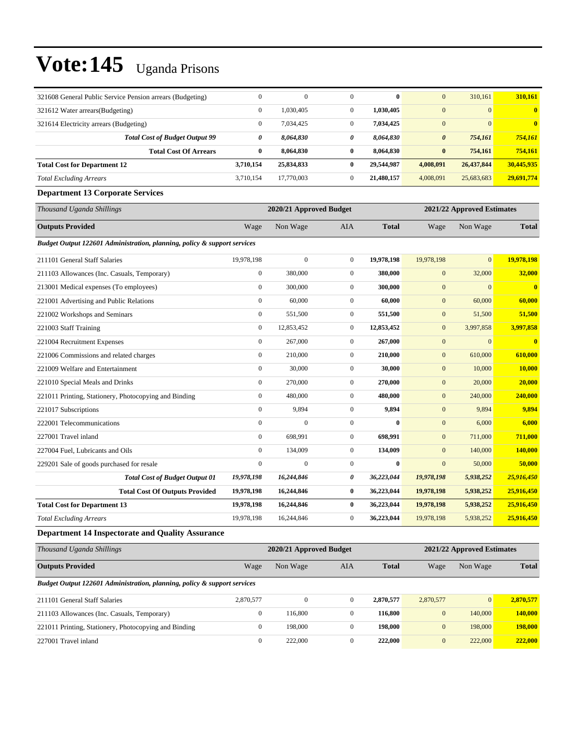# Vote:145 Uganda Prisons

| | | | | | | | |
|---|---|---|---|---|---|---|---|
| 321608 General Public Service Pension arrears (Budgeting) | 0 | 0 | 0 | **0** | 0 | 310,161 | **310,161** |
| 321612 Water arrears(Budgeting) | 0 | 1,030,405 | 0 | **1,030,405** | 0 | 0 | **0** |
| 321614 Electricity arrears (Budgeting) | 0 | 7,034,425 | 0 | **7,034,425** | 0 | 0 | **0** |
| ***Total Cost of Budget Output 99*** | ***0*** | ***8,064,830*** | ***0*** | ***8,064,830*** | ***0*** | ***754,161*** | ***754,161*** |
| **Total Cost Of Arrears** | **0** | **8,064,830** | **0** | **8,064,830** | **0** | **754,161** | **754,161** |
| **Total Cost for Department 12** | **3,710,154** | **25,834,833** | **0** | **29,544,987** | **4,008,091** | **26,437,844** | **30,445,935** |
| *Total Excluding Arrears* | 3,710,154 | 17,770,003 | 0 | **21,480,157** | 4,008,091 | 25,683,683 | **29,691,774** |

### Department 13 Corporate Services

| *Thousand Uganda Shillings* | 2020/21 Approved Budget | | | | 2021/22 Approved Estimates | | |
|---|---|---|---|---|---|---|---|
| **Outputs Provided** | Wage | Non Wage | AIA | **Total** | Wage | Non Wage | **Total** |
| ***Budget Output 122601 Administration, planning, policy & support services*** | | | | | | | |
| 211101 General Staff Salaries | 19,978,198 | 0 | 0 | **19,978,198** | 19,978,198 | 0 | **19,978,198** |
| 211103 Allowances (Inc. Casuals, Temporary) | 0 | 380,000 | 0 | **380,000** | 0 | 32,000 | **32,000** |
| 213001 Medical expenses (To employees) | 0 | 300,000 | 0 | **300,000** | 0 | 0 | **0** |
| 221001 Advertising and Public Relations | 0 | 60,000 | 0 | **60,000** | 0 | 60,000 | **60,000** |
| 221002 Workshops and Seminars | 0 | 551,500 | 0 | **551,500** | 0 | 51,500 | **51,500** |
| 221003 Staff Training | 0 | 12,853,452 | 0 | **12,853,452** | 0 | 3,997,858 | **3,997,858** |
| 221004 Recruitment Expenses | 0 | 267,000 | 0 | **267,000** | 0 | 0 | **0** |
| 221006 Commissions and related charges | 0 | 210,000 | 0 | **210,000** | 0 | 610,000 | **610,000** |
| 221009 Welfare and Entertainment | 0 | 30,000 | 0 | **30,000** | 0 | 10,000 | **10,000** |
| 221010 Special Meals and Drinks | 0 | 270,000 | 0 | **270,000** | 0 | 20,000 | **20,000** |
| 221011 Printing, Stationery, Photocopying and Binding | 0 | 480,000 | 0 | **480,000** | 0 | 240,000 | **240,000** |
| 221017 Subscriptions | 0 | 9,894 | 0 | **9,894** | 0 | 9,894 | **9,894** |
| 222001 Telecommunications | 0 | 0 | 0 | **0** | 0 | 6,000 | **6,000** |
| 227001 Travel inland | 0 | 698,991 | 0 | **698,991** | 0 | 711,000 | **711,000** |
| 227004 Fuel, Lubricants and Oils | 0 | 134,009 | 0 | **134,009** | 0 | 140,000 | **140,000** |
| 229201 Sale of goods purchased for resale | 0 | 0 | 0 | **0** | 0 | 50,000 | **50,000** |
| ***Total Cost of Budget Output 01*** | ***19,978,198*** | ***16,244,846*** | ***0*** | ***36,223,044*** | ***19,978,198*** | ***5,938,252*** | ***25,916,450*** |
| **Total Cost Of Outputs Provided** | **19,978,198** | **16,244,846** | **0** | **36,223,044** | **19,978,198** | **5,938,252** | **25,916,450** |
| **Total Cost for Department 13** | **19,978,198** | **16,244,846** | **0** | **36,223,044** | **19,978,198** | **5,938,252** | **25,916,450** |
| *Total Excluding Arrears* | 19,978,198 | 16,244,846 | 0 | **36,223,044** | 19,978,198 | 5,938,252 | **25,916,450** |

### Department 14 Inspectorate and Quality Assurance

| *Thousand Uganda Shillings* | 2020/21 Approved Budget | | | | 2021/22 Approved Estimates | | |
|---|---|---|---|---|---|---|---|
| **Outputs Provided** | Wage | Non Wage | AIA | **Total** | Wage | Non Wage | **Total** |
| ***Budget Output 122601 Administration, planning, policy & support services*** | | | | | | | |
| 211101 General Staff Salaries | 2,870,577 | 0 | 0 | **2,870,577** | 2,870,577 | 0 | **2,870,577** |
| 211103 Allowances (Inc. Casuals, Temporary) | 0 | 116,800 | 0 | **116,800** | 0 | 140,000 | **140,000** |
| 221011 Printing, Stationery, Photocopying and Binding | 0 | 198,000 | 0 | **198,000** | 0 | 198,000 | **198,000** |
| 227001 Travel inland | 0 | 222,000 | 0 | **222,000** | 0 | 222,000 | **222,000** |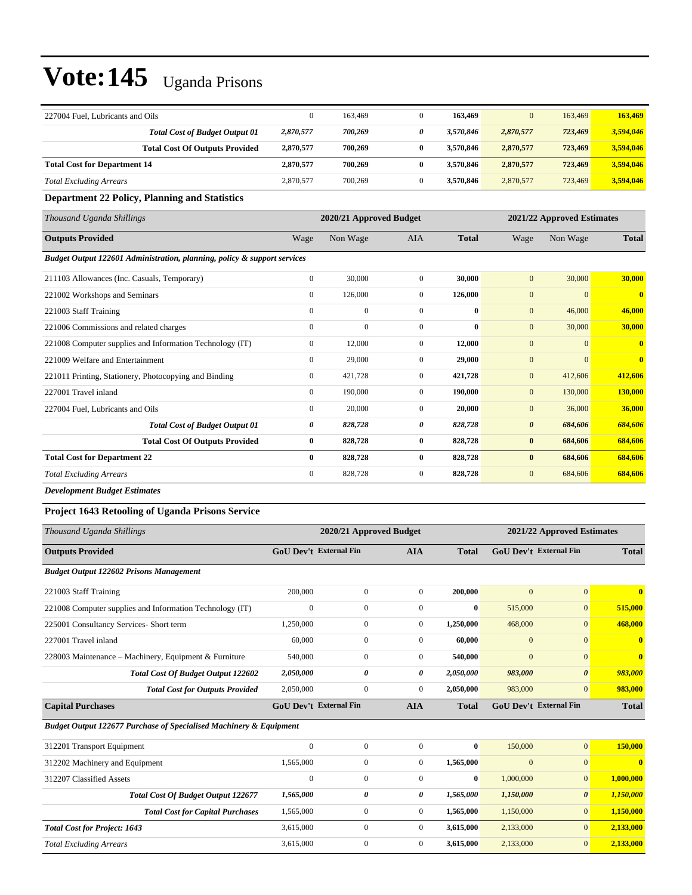# Vote:145 Uganda Prisons

| | | | | | | | |
|---|---|---|---|---|---|---|---|
| 227004 Fuel, Lubricants and Oils | 0 | 163,469 | 0 | **163,469** | 0 | 163,469 | **163,469** |
| ***Total Cost of Budget Output 01*** | ***2,870,577*** | ***700,269*** | ***0*** | ***3,570,846*** | ***2,870,577*** | ***723,469*** | ***3,594,046*** |
| **Total Cost Of Outputs Provided** | **2,870,577** | **700,269** | **0** | **3,570,846** | **2,870,577** | **723,469** | **3,594,046** |
| **Total Cost for Department 14** | **2,870,577** | **700,269** | **0** | **3,570,846** | **2,870,577** | **723,469** | **3,594,046** |
| *Total Excluding Arrears* | 2,870,577 | 700,269 | 0 | **3,570,846** | 2,870,577 | 723,469 | **3,594,046** |

### Department 22 Policy, Planning and Statistics

| *Thousand Uganda Shillings* | 2020/21 Approved Budget | | | | 2021/22 Approved Estimates | | |
|---|---|---|---|---|---|---|---|
| **Outputs Provided** | Wage | Non Wage | AIA | **Total** | Wage | Non Wage | **Total** |
| ***Budget Output 122601 Administration, planning, policy & support services*** | | | | | | | |
| 211103 Allowances (Inc. Casuals, Temporary) | 0 | 30,000 | 0 | **30,000** | 0 | 30,000 | **30,000** |
| 221002 Workshops and Seminars | 0 | 126,000 | 0 | **126,000** | 0 | 0 | **0** |
| 221003 Staff Training | 0 | 0 | 0 | **0** | 0 | 46,000 | **46,000** |
| 221006 Commissions and related charges | 0 | 0 | 0 | **0** | 0 | 30,000 | **30,000** |
| 221008 Computer supplies and Information Technology (IT) | 0 | 12,000 | 0 | **12,000** | 0 | 0 | **0** |
| 221009 Welfare and Entertainment | 0 | 29,000 | 0 | **29,000** | 0 | 0 | **0** |
| 221011 Printing, Stationery, Photocopying and Binding | 0 | 421,728 | 0 | **421,728** | 0 | 412,606 | **412,606** |
| 227001 Travel inland | 0 | 190,000 | 0 | **190,000** | 0 | 130,000 | **130,000** |
| 227004 Fuel, Lubricants and Oils | 0 | 20,000 | 0 | **20,000** | 0 | 36,000 | **36,000** |
| ***Total Cost of Budget Output 01*** | ***0*** | ***828,728*** | ***0*** | ***828,728*** | ***0*** | ***684,606*** | ***684,606*** |
| **Total Cost Of Outputs Provided** | **0** | **828,728** | **0** | **828,728** | **0** | **684,606** | **684,606** |
| **Total Cost for Department 22** | **0** | **828,728** | **0** | **828,728** | **0** | **684,606** | **684,606** |
| *Total Excluding Arrears* | 0 | 828,728 | 0 | **828,728** | 0 | 684,606 | **684,606** |

***Development Budget Estimates***

### Project 1643 Retooling of Uganda Prisons Service

| *Thousand Uganda Shillings* | 2020/21 Approved Budget | | | | 2021/22 Approved Estimates | | |
|---|---|---|---|---|---|---|---|
| **Outputs Provided** | **GoU Dev't** | **External Fin** | **AIA** | **Total** | **GoU Dev't** | **External Fin** | **Total** |
| ***Budget Output 122602 Prisons Management*** | | | | | | | |
| 221003 Staff Training | 200,000 | 0 | 0 | **200,000** | 0 | 0 | **0** |
| 221008 Computer supplies and Information Technology (IT) | 0 | 0 | 0 | **0** | 515,000 | 0 | **515,000** |
| 225001 Consultancy Services- Short term | 1,250,000 | 0 | 0 | **1,250,000** | 468,000 | 0 | **468,000** |
| 227001 Travel inland | 60,000 | 0 | 0 | **60,000** | 0 | 0 | **0** |
| 228003 Maintenance – Machinery, Equipment & Furniture | 540,000 | 0 | 0 | **540,000** | 0 | 0 | **0** |
| ***Total Cost Of Budget Output 122602*** | ***2,050,000*** | ***0*** | ***0*** | ***2,050,000*** | ***983,000*** | ***0*** | ***983,000*** |
| ***Total Cost for Outputs Provided*** | 2,050,000 | 0 | 0 | **2,050,000** | 983,000 | 0 | **983,000** |
| **Capital Purchases** | **GoU Dev't** | **External Fin** | **AIA** | **Total** | **GoU Dev't** | **External Fin** | **Total** |
| ***Budget Output 122677 Purchase of Specialised Machinery & Equipment*** | | | | | | | |
| 312201 Transport Equipment | 0 | 0 | 0 | **0** | 150,000 | 0 | **150,000** |
| 312202 Machinery and Equipment | 1,565,000 | 0 | 0 | **1,565,000** | 0 | 0 | **0** |
| 312207 Classified Assets | 0 | 0 | 0 | **0** | 1,000,000 | 0 | **1,000,000** |
| ***Total Cost Of Budget Output 122677*** | ***1,565,000*** | ***0*** | ***0*** | ***1,565,000*** | ***1,150,000*** | ***0*** | ***1,150,000*** |
| ***Total Cost for Capital Purchases*** | 1,565,000 | 0 | 0 | **1,565,000** | 1,150,000 | 0 | **1,150,000** |
| ***Total Cost for Project: 1643*** | 3,615,000 | 0 | 0 | **3,615,000** | 2,133,000 | 0 | **2,133,000** |
| *Total Excluding Arrears* | 3,615,000 | 0 | 0 | **3,615,000** | 2,133,000 | 0 | **2,133,000** |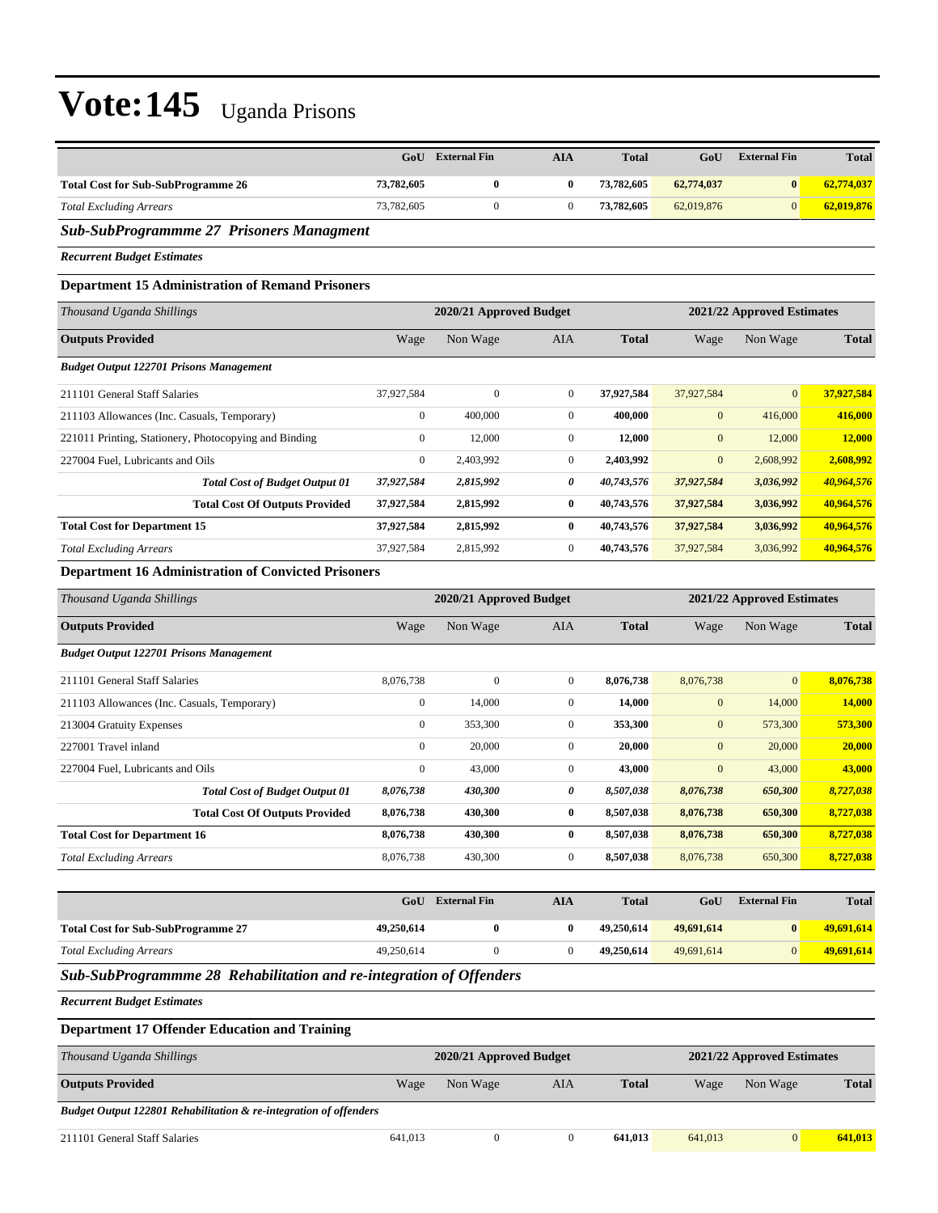# Vote:145 Uganda Prisons

| | GoU | External Fin | AIA | Total | GoU | External Fin | Total |
|---|---|---|---|---|---|---|---|
| **Total Cost for Sub-SubProgramme 26** | **73,782,605** | **0** | **0** | **73,782,605** | **62,774,037** | **0** | **62,774,037** |
| *Total Excluding Arrears* | 73,782,605 | 0 | 0 | **73,782,605** | 62,019,876 | 0 | **62,019,876** |

### *Sub-SubProgrammme 27 Prisoners Managment*

***Recurrent Budget Estimates***

**Department 15 Administration of Remand Prisoners**

| *Thousand Uganda Shillings* | 2020/21 Approved Budget | | | | 2021/22 Approved Estimates | | |
|---|---|---|---|---|---|---|---|
| **Outputs Provided** | Wage | Non Wage | AIA | **Total** | Wage | Non Wage | **Total** |
| ***Budget Output 122701 Prisons Management*** | | | | | | | |
| 211101 General Staff Salaries | 37,927,584 | 0 | 0 | **37,927,584** | 37,927,584 | 0 | **37,927,584** |
| 211103 Allowances (Inc. Casuals, Temporary) | 0 | 400,000 | 0 | **400,000** | 0 | 416,000 | **416,000** |
| 221011 Printing, Stationery, Photocopying and Binding | 0 | 12,000 | 0 | **12,000** | 0 | 12,000 | **12,000** |
| 227004 Fuel, Lubricants and Oils | 0 | 2,403,992 | 0 | **2,403,992** | 0 | 2,608,992 | **2,608,992** |
| ***Total Cost of Budget Output 01*** | ***37,927,584*** | ***2,815,992*** | ***0*** | ***40,743,576*** | ***37,927,584*** | ***3,036,992*** | ***40,964,576*** |
| **Total Cost Of Outputs Provided** | **37,927,584** | **2,815,992** | **0** | **40,743,576** | **37,927,584** | **3,036,992** | **40,964,576** |
| **Total Cost for Department 15** | **37,927,584** | **2,815,992** | **0** | **40,743,576** | **37,927,584** | **3,036,992** | **40,964,576** |
| *Total Excluding Arrears* | 37,927,584 | 2,815,992 | 0 | **40,743,576** | 37,927,584 | 3,036,992 | **40,964,576** |

**Department 16 Administration of Convicted Prisoners**

| *Thousand Uganda Shillings* | 2020/21 Approved Budget | | | | 2021/22 Approved Estimates | | |
|---|---|---|---|---|---|---|---|
| **Outputs Provided** | Wage | Non Wage | AIA | **Total** | Wage | Non Wage | **Total** |
| ***Budget Output 122701 Prisons Management*** | | | | | | | |
| 211101 General Staff Salaries | 8,076,738 | 0 | 0 | **8,076,738** | 8,076,738 | 0 | **8,076,738** |
| 211103 Allowances (Inc. Casuals, Temporary) | 0 | 14,000 | 0 | **14,000** | 0 | 14,000 | **14,000** |
| 213004 Gratuity Expenses | 0 | 353,300 | 0 | **353,300** | 0 | 573,300 | **573,300** |
| 227001 Travel inland | 0 | 20,000 | 0 | **20,000** | 0 | 20,000 | **20,000** |
| 227004 Fuel, Lubricants and Oils | 0 | 43,000 | 0 | **43,000** | 0 | 43,000 | **43,000** |
| ***Total Cost of Budget Output 01*** | ***8,076,738*** | ***430,300*** | ***0*** | ***8,507,038*** | ***8,076,738*** | ***650,300*** | ***8,727,038*** |
| **Total Cost Of Outputs Provided** | **8,076,738** | **430,300** | **0** | **8,507,038** | **8,076,738** | **650,300** | **8,727,038** |
| **Total Cost for Department 16** | **8,076,738** | **430,300** | **0** | **8,507,038** | **8,076,738** | **650,300** | **8,727,038** |
| *Total Excluding Arrears* | 8,076,738 | 430,300 | 0 | **8,507,038** | 8,076,738 | 650,300 | **8,727,038** |

| | GoU | External Fin | AIA | Total | GoU | External Fin | Total |
|---|---|---|---|---|---|---|---|
| **Total Cost for Sub-SubProgramme 27** | **49,250,614** | **0** | **0** | **49,250,614** | **49,691,614** | **0** | **49,691,614** |
| *Total Excluding Arrears* | 49,250,614 | 0 | 0 | **49,250,614** | 49,691,614 | 0 | **49,691,614** |

### *Sub-SubProgrammme 28 Rehabilitation and re-integration of Offenders*

***Recurrent Budget Estimates***

**Department 17 Offender Education and Training**

| *Thousand Uganda Shillings* | 2020/21 Approved Budget | | | | 2021/22 Approved Estimates | | |
|---|---|---|---|---|---|---|---|
| **Outputs Provided** | Wage | Non Wage | AIA | **Total** | Wage | Non Wage | **Total** |
| ***Budget Output 122801 Rehabilitation & re-integration of offenders*** | | | | | | | |
| 211101 General Staff Salaries | 641,013 | 0 | 0 | **641,013** | 641,013 | 0 | **641,013** |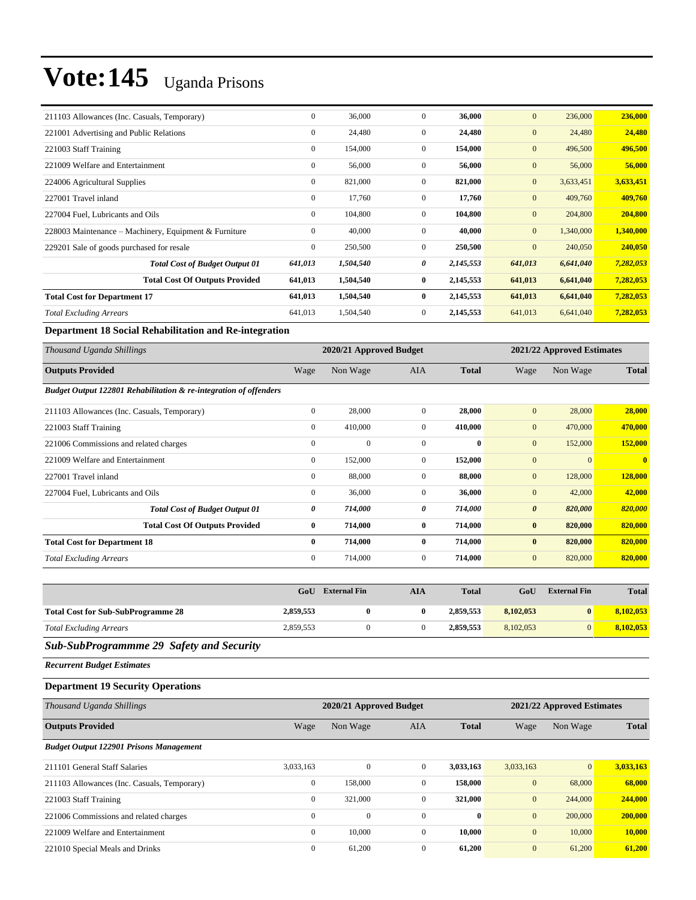| | | | | | | | |
|---|---|---|---|---|---|---|---|
| 211103 Allowances (Inc. Casuals, Temporary) | 0 | 36,000 | 0 | **36,000** | 0 | 236,000 | **236,000** |
| 221001 Advertising and Public Relations | 0 | 24,480 | 0 | **24,480** | 0 | 24,480 | **24,480** |
| 221003 Staff Training | 0 | 154,000 | 0 | **154,000** | 0 | 496,500 | **496,500** |
| 221009 Welfare and Entertainment | 0 | 56,000 | 0 | **56,000** | 0 | 56,000 | **56,000** |
| 224006 Agricultural Supplies | 0 | 821,000 | 0 | **821,000** | 0 | 3,633,451 | **3,633,451** |
| 227001 Travel inland | 0 | 17,760 | 0 | **17,760** | 0 | 409,760 | **409,760** |
| 227004 Fuel, Lubricants and Oils | 0 | 104,800 | 0 | **104,800** | 0 | 204,800 | **204,800** |
| 228003 Maintenance – Machinery, Equipment & Furniture | 0 | 40,000 | 0 | **40,000** | 0 | 1,340,000 | **1,340,000** |
| 229201 Sale of goods purchased for resale | 0 | 250,500 | 0 | **250,500** | 0 | 240,050 | **240,050** |
| ***Total Cost of Budget Output 01*** | ***641,013*** | ***1,504,540*** | ***0*** | ***2,145,553*** | ***641,013*** | ***6,641,040*** | ***7,282,053*** |
| **Total Cost Of Outputs Provided** | **641,013** | **1,504,540** | **0** | **2,145,553** | **641,013** | **6,641,040** | **7,282,053** |
| **Total Cost for Department 17** | **641,013** | **1,504,540** | **0** | **2,145,553** | **641,013** | **6,641,040** | **7,282,053** |
| *Total Excluding Arrears* | 641,013 | 1,504,540 | 0 | **2,145,553** | 641,013 | 6,641,040 | **7,282,053** |

### Department 18 Social Rehabilitation and Re-integration

| *Thousand Uganda Shillings* | 2020/21 Approved Budget | | | | 2021/22 Approved Estimates | | |
|---|---|---|---|---|---|---|---|
| **Outputs Provided** | Wage | Non Wage | AIA | **Total** | Wage | Non Wage | **Total** |
| ***Budget Output 122801 Rehabilitation & re-integration of offenders*** | | | | | | | |
| 211103 Allowances (Inc. Casuals, Temporary) | 0 | 28,000 | 0 | **28,000** | 0 | 28,000 | **28,000** |
| 221003 Staff Training | 0 | 410,000 | 0 | **410,000** | 0 | 470,000 | **470,000** |
| 221006 Commissions and related charges | 0 | 0 | 0 | **0** | 0 | 152,000 | **152,000** |
| 221009 Welfare and Entertainment | 0 | 152,000 | 0 | **152,000** | 0 | 0 | **0** |
| 227001 Travel inland | 0 | 88,000 | 0 | **88,000** | 0 | 128,000 | **128,000** |
| 227004 Fuel, Lubricants and Oils | 0 | 36,000 | 0 | **36,000** | 0 | 42,000 | **42,000** |
| ***Total Cost of Budget Output 01*** | ***0*** | ***714,000*** | ***0*** | ***714,000*** | ***0*** | ***820,000*** | ***820,000*** |
| **Total Cost Of Outputs Provided** | **0** | **714,000** | **0** | **714,000** | **0** | **820,000** | **820,000** |
| **Total Cost for Department 18** | **0** | **714,000** | **0** | **714,000** | **0** | **820,000** | **820,000** |
| *Total Excluding Arrears* | 0 | 714,000 | 0 | **714,000** | 0 | 820,000 | **820,000** |

| | GoU | External Fin | AIA | Total | GoU | External Fin | Total |
|---|---|---|---|---|---|---|---|
| **Total Cost for Sub-SubProgramme 28** | **2,859,553** | **0** | **0** | **2,859,553** | **8,102,053** | **0** | **8,102,053** |
| *Total Excluding Arrears* | 2,859,553 | 0 | 0 | **2,859,553** | 8,102,053 | 0 | **8,102,053** |

## *Sub-SubProgrammme 29 Safety and Security*

***Recurrent Budget Estimates***

### Department 19 Security Operations

| *Thousand Uganda Shillings* | 2020/21 Approved Budget | | | | 2021/22 Approved Estimates | | |
|---|---|---|---|---|---|---|---|
| **Outputs Provided** | Wage | Non Wage | AIA | **Total** | Wage | Non Wage | **Total** |
| ***Budget Output 122901 Prisons Management*** | | | | | | | |
| 211101 General Staff Salaries | 3,033,163 | 0 | 0 | **3,033,163** | 3,033,163 | 0 | **3,033,163** |
| 211103 Allowances (Inc. Casuals, Temporary) | 0 | 158,000 | 0 | **158,000** | 0 | 68,000 | **68,000** |
| 221003 Staff Training | 0 | 321,000 | 0 | **321,000** | 0 | 244,000 | **244,000** |
| 221006 Commissions and related charges | 0 | 0 | 0 | **0** | 0 | 200,000 | **200,000** |
| 221009 Welfare and Entertainment | 0 | 10,000 | 0 | **10,000** | 0 | 10,000 | **10,000** |
| 221010 Special Meals and Drinks | 0 | 61,200 | 0 | **61,200** | 0 | 61,200 | **61,200** |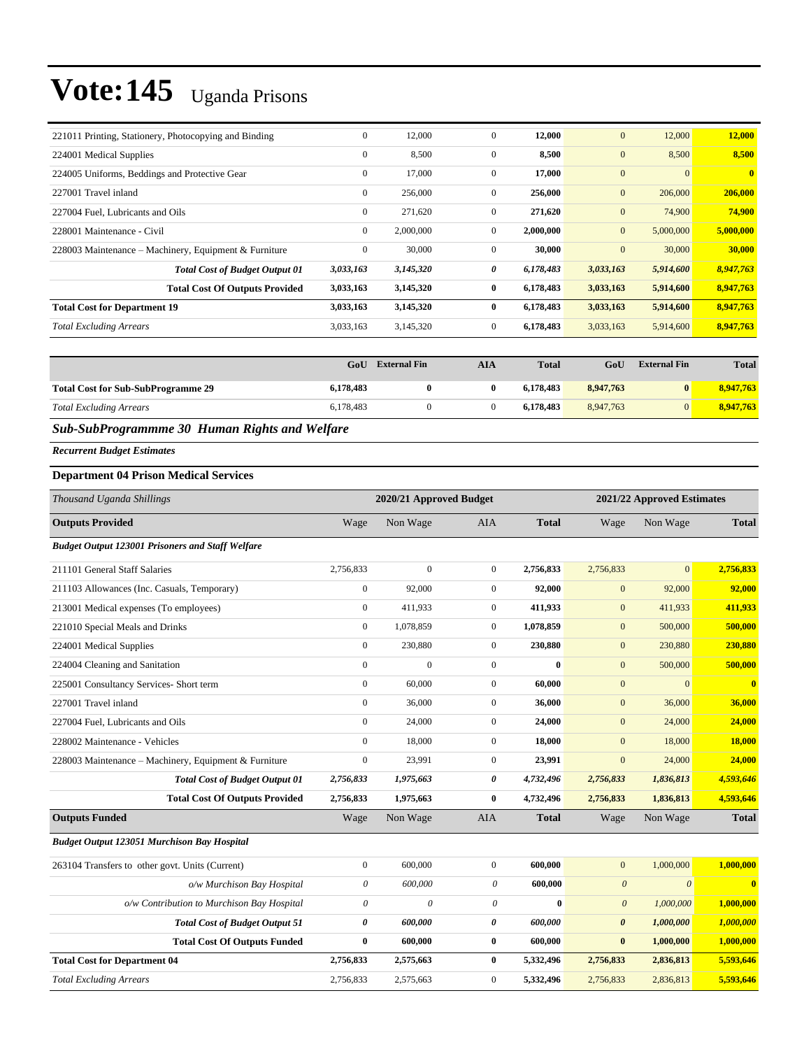# Vote:145 Uganda Prisons

| | | | | | | | |
|---|---|---|---|---|---|---|---|
| 221011 Printing, Stationery, Photocopying and Binding | 0 | 12,000 | 0 | **12,000** | 0 | 12,000 | **12,000** |
| 224001 Medical Supplies | 0 | 8,500 | 0 | **8,500** | 0 | 8,500 | **8,500** |
| 224005 Uniforms, Beddings and Protective Gear | 0 | 17,000 | 0 | **17,000** | 0 | 0 | **0** |
| 227001 Travel inland | 0 | 256,000 | 0 | **256,000** | 0 | 206,000 | **206,000** |
| 227004 Fuel, Lubricants and Oils | 0 | 271,620 | 0 | **271,620** | 0 | 74,900 | **74,900** |
| 228001 Maintenance - Civil | 0 | 2,000,000 | 0 | **2,000,000** | 0 | 5,000,000 | **5,000,000** |
| 228003 Maintenance – Machinery, Equipment & Furniture | 0 | 30,000 | 0 | **30,000** | 0 | 30,000 | **30,000** |
| ***Total Cost of Budget Output 01*** | ***3,033,163*** | ***3,145,320*** | ***0*** | ***6,178,483*** | ***3,033,163*** | ***5,914,600*** | ***8,947,763*** |
| **Total Cost Of Outputs Provided** | **3,033,163** | **3,145,320** | **0** | **6,178,483** | **3,033,163** | **5,914,600** | **8,947,763** |
| **Total Cost for Department 19** | **3,033,163** | **3,145,320** | **0** | **6,178,483** | **3,033,163** | **5,914,600** | **8,947,763** |
| *Total Excluding Arrears* | 3,033,163 | 3,145,320 | 0 | **6,178,483** | 3,033,163 | 5,914,600 | **8,947,763** |

| | GoU | External Fin | AIA | Total | GoU | External Fin | Total |
|---|---|---|---|---|---|---|---|
| **Total Cost for Sub-SubProgramme 29** | **6,178,483** | **0** | **0** | **6,178,483** | **8,947,763** | **0** | **8,947,763** |
| *Total Excluding Arrears* | 6,178,483 | 0 | 0 | **6,178,483** | 8,947,763 | 0 | **8,947,763** |

## *Sub-SubProgrammme 30 Human Rights and Welfare*

***Recurrent Budget Estimates***

### Department 04 Prison Medical Services

| *Thousand Uganda Shillings* | 2020/21 Approved Budget | | | | 2021/22 Approved Estimates | | |
|---|---|---|---|---|---|---|---|
| **Outputs Provided** | Wage | Non Wage | AIA | **Total** | Wage | Non Wage | **Total** |
| ***Budget Output 123001 Prisoners and Staff Welfare*** | | | | | | | |
| 211101 General Staff Salaries | 2,756,833 | 0 | 0 | **2,756,833** | 2,756,833 | 0 | **2,756,833** |
| 211103 Allowances (Inc. Casuals, Temporary) | 0 | 92,000 | 0 | **92,000** | 0 | 92,000 | **92,000** |
| 213001 Medical expenses (To employees) | 0 | 411,933 | 0 | **411,933** | 0 | 411,933 | **411,933** |
| 221010 Special Meals and Drinks | 0 | 1,078,859 | 0 | **1,078,859** | 0 | 500,000 | **500,000** |
| 224001 Medical Supplies | 0 | 230,880 | 0 | **230,880** | 0 | 230,880 | **230,880** |
| 224004 Cleaning and Sanitation | 0 | 0 | 0 | **0** | 0 | 500,000 | **500,000** |
| 225001 Consultancy Services- Short term | 0 | 60,000 | 0 | **60,000** | 0 | 0 | **0** |
| 227001 Travel inland | 0 | 36,000 | 0 | **36,000** | 0 | 36,000 | **36,000** |
| 227004 Fuel, Lubricants and Oils | 0 | 24,000 | 0 | **24,000** | 0 | 24,000 | **24,000** |
| 228002 Maintenance - Vehicles | 0 | 18,000 | 0 | **18,000** | 0 | 18,000 | **18,000** |
| 228003 Maintenance – Machinery, Equipment & Furniture | 0 | 23,991 | 0 | **23,991** | 0 | 24,000 | **24,000** |
| ***Total Cost of Budget Output 01*** | ***2,756,833*** | ***1,975,663*** | ***0*** | ***4,732,496*** | ***2,756,833*** | ***1,836,813*** | ***4,593,646*** |
| **Total Cost Of Outputs Provided** | **2,756,833** | **1,975,663** | **0** | **4,732,496** | **2,756,833** | **1,836,813** | **4,593,646** |
| **Outputs Funded** | Wage | Non Wage | AIA | **Total** | Wage | Non Wage | **Total** |
| ***Budget Output 123051 Murchison Bay Hospital*** | | | | | | | |
| 263104 Transfers to other govt. Units (Current) | 0 | 600,000 | 0 | **600,000** | 0 | 1,000,000 | **1,000,000** |
| *o/w Murchison Bay Hospital* | *0* | *600,000* | *0* | **600,000** | *0* | *0* | **0** |
| *o/w Contribution to Murchison Bay Hospital* | *0* | *0* | *0* | **0** | *0* | *1,000,000* | **1,000,000** |
| ***Total Cost of Budget Output 51*** | ***0*** | ***600,000*** | ***0*** | ***600,000*** | ***0*** | ***1,000,000*** | ***1,000,000*** |
| **Total Cost Of Outputs Funded** | **0** | **600,000** | **0** | **600,000** | **0** | **1,000,000** | **1,000,000** |
| **Total Cost for Department 04** | **2,756,833** | **2,575,663** | **0** | **5,332,496** | **2,756,833** | **2,836,813** | **5,593,646** |
| *Total Excluding Arrears* | 2,756,833 | 2,575,663 | 0 | **5,332,496** | 2,756,833 | 2,836,813 | **5,593,646** |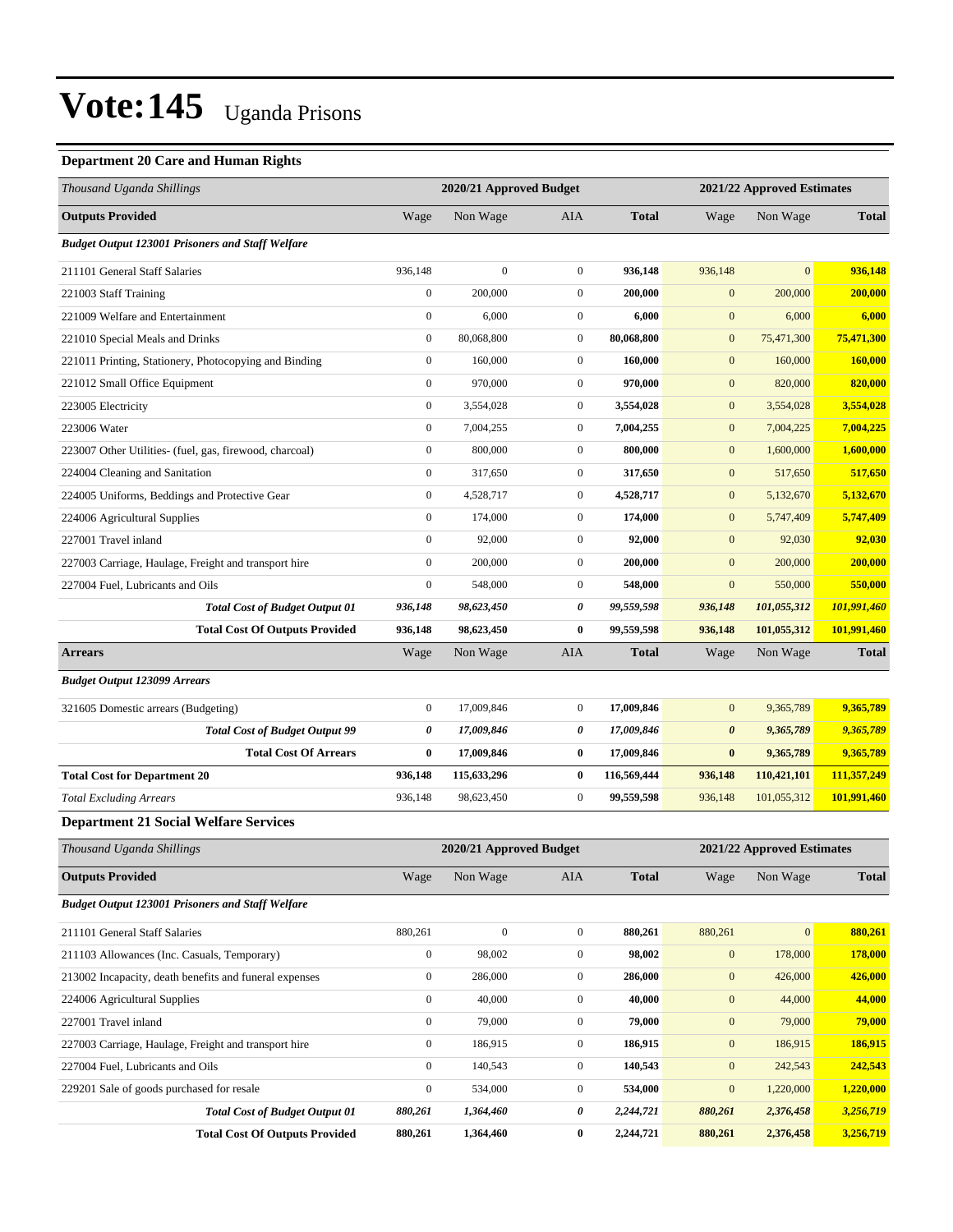# Vote:145 Uganda Prisons

### Department 20 Care and Human Rights

| Thousand Uganda Shillings | 2020/21 Approved Budget | | | | 2021/22 Approved Estimates | | |
|---|---|---|---|---|---|---|---|
| **Outputs Provided** | Wage | Non Wage | AIA | **Total** | Wage | Non Wage | **Total** |
| ***Budget Output 123001 Prisoners and Staff Welfare*** | | | | | | | |
| 211101 General Staff Salaries | 936,148 | 0 | 0 | **936,148** | 936,148 | 0 | **936,148** |
| 221003 Staff Training | 0 | 200,000 | 0 | **200,000** | 0 | 200,000 | **200,000** |
| 221009 Welfare and Entertainment | 0 | 6,000 | 0 | **6,000** | 0 | 6,000 | **6,000** |
| 221010 Special Meals and Drinks | 0 | 80,068,800 | 0 | **80,068,800** | 0 | 75,471,300 | **75,471,300** |
| 221011 Printing, Stationery, Photocopying and Binding | 0 | 160,000 | 0 | **160,000** | 0 | 160,000 | **160,000** |
| 221012 Small Office Equipment | 0 | 970,000 | 0 | **970,000** | 0 | 820,000 | **820,000** |
| 223005 Electricity | 0 | 3,554,028 | 0 | **3,554,028** | 0 | 3,554,028 | **3,554,028** |
| 223006 Water | 0 | 7,004,255 | 0 | **7,004,255** | 0 | 7,004,225 | **7,004,225** |
| 223007 Other Utilities- (fuel, gas, firewood, charcoal) | 0 | 800,000 | 0 | **800,000** | 0 | 1,600,000 | **1,600,000** |
| 224004 Cleaning and Sanitation | 0 | 317,650 | 0 | **317,650** | 0 | 517,650 | **517,650** |
| 224005 Uniforms, Beddings and Protective Gear | 0 | 4,528,717 | 0 | **4,528,717** | 0 | 5,132,670 | **5,132,670** |
| 224006 Agricultural Supplies | 0 | 174,000 | 0 | **174,000** | 0 | 5,747,409 | **5,747,409** |
| 227001 Travel inland | 0 | 92,000 | 0 | **92,000** | 0 | 92,030 | **92,030** |
| 227003 Carriage, Haulage, Freight and transport hire | 0 | 200,000 | 0 | **200,000** | 0 | 200,000 | **200,000** |
| 227004 Fuel, Lubricants and Oils | 0 | 548,000 | 0 | **548,000** | 0 | 550,000 | **550,000** |
| ***Total Cost of Budget Output 01*** | ***936,148*** | ***98,623,450*** | ***0*** | ***99,559,598*** | ***936,148*** | ***101,055,312*** | ***101,991,460*** |
| **Total Cost Of Outputs Provided** | **936,148** | **98,623,450** | **0** | **99,559,598** | **936,148** | **101,055,312** | **101,991,460** |
| **Arrears** | Wage | Non Wage | AIA | **Total** | Wage | Non Wage | **Total** |
| ***Budget Output 123099 Arrears*** | | | | | | | |
| 321605 Domestic arrears (Budgeting) | 0 | 17,009,846 | 0 | **17,009,846** | 0 | 9,365,789 | **9,365,789** |
| ***Total Cost of Budget Output 99*** | ***0*** | ***17,009,846*** | ***0*** | ***17,009,846*** | ***0*** | ***9,365,789*** | ***9,365,789*** |
| **Total Cost Of Arrears** | **0** | **17,009,846** | **0** | **17,009,846** | **0** | **9,365,789** | **9,365,789** |
| **Total Cost for Department 20** | **936,148** | **115,633,296** | **0** | **116,569,444** | **936,148** | **110,421,101** | **111,357,249** |
| *Total Excluding Arrears* | 936,148 | 98,623,450 | 0 | **99,559,598** | 936,148 | 101,055,312 | **101,991,460** |

### Department 21 Social Welfare Services

| Thousand Uganda Shillings | 2020/21 Approved Budget | | | | 2021/22 Approved Estimates | | |
|---|---|---|---|---|---|---|---|
| **Outputs Provided** | Wage | Non Wage | AIA | **Total** | Wage | Non Wage | **Total** |
| ***Budget Output 123001 Prisoners and Staff Welfare*** | | | | | | | |
| 211101 General Staff Salaries | 880,261 | 0 | 0 | **880,261** | 880,261 | 0 | **880,261** |
| 211103 Allowances (Inc. Casuals, Temporary) | 0 | 98,002 | 0 | **98,002** | 0 | 178,000 | **178,000** |
| 213002 Incapacity, death benefits and funeral expenses | 0 | 286,000 | 0 | **286,000** | 0 | 426,000 | **426,000** |
| 224006 Agricultural Supplies | 0 | 40,000 | 0 | **40,000** | 0 | 44,000 | **44,000** |
| 227001 Travel inland | 0 | 79,000 | 0 | **79,000** | 0 | 79,000 | **79,000** |
| 227003 Carriage, Haulage, Freight and transport hire | 0 | 186,915 | 0 | **186,915** | 0 | 186,915 | **186,915** |
| 227004 Fuel, Lubricants and Oils | 0 | 140,543 | 0 | **140,543** | 0 | 242,543 | **242,543** |
| 229201 Sale of goods purchased for resale | 0 | 534,000 | 0 | **534,000** | 0 | 1,220,000 | **1,220,000** |
| ***Total Cost of Budget Output 01*** | ***880,261*** | ***1,364,460*** | ***0*** | ***2,244,721*** | ***880,261*** | ***2,376,458*** | ***3,256,719*** |
| **Total Cost Of Outputs Provided** | **880,261** | **1,364,460** | **0** | **2,244,721** | **880,261** | **2,376,458** | **3,256,719** |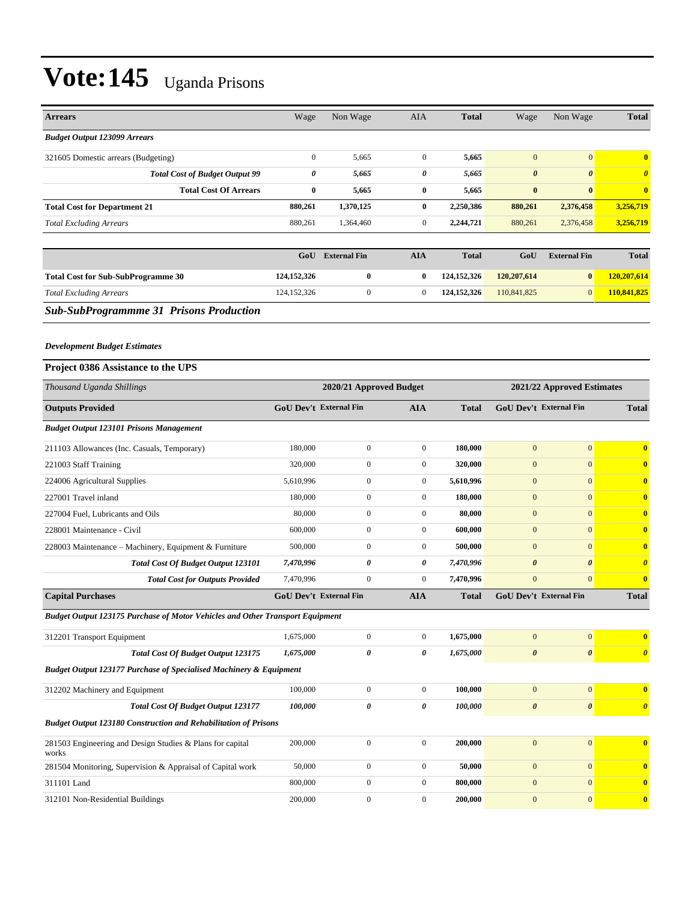# Vote:145 Uganda Prisons

| Arrears | Wage | Non Wage | AIA | Total | Wage | Non Wage | Total |
|---|---|---|---|---|---|---|---|
| ***Budget Output 123099 Arrears*** | | | | | | | |
| 321605 Domestic arrears (Budgeting) | 0 | 5,665 | 0 | **5,665** | 0 | 0 | **0** |
| ***Total Cost of Budget Output 99*** | ***0*** | ***5,665*** | ***0*** | ***5,665*** | ***0*** | ***0*** | ***0*** |
| **Total Cost Of Arrears** | **0** | **5,665** | **0** | **5,665** | **0** | **0** | **0** |
| **Total Cost for Department 21** | **880,261** | **1,370,125** | **0** | **2,250,386** | **880,261** | **2,376,458** | **3,256,719** |
| *Total Excluding Arrears* | 880,261 | 1,364,460 | 0 | **2,244,721** | 880,261 | 2,376,458 | **3,256,719** |

| | GoU | External Fin | AIA | Total | GoU | External Fin | Total |
|---|---|---|---|---|---|---|---|
| **Total Cost for Sub-SubProgramme 30** | **124,152,326** | **0** | **0** | **124,152,326** | **120,207,614** | **0** | **120,207,614** |
| *Total Excluding Arrears* | 124,152,326 | 0 | 0 | **124,152,326** | 110,841,825 | 0 | **110,841,825** |

## *Sub-SubProgrammme 31 Prisons Production*

***Development Budget Estimates***

### Project 0386 Assistance to the UPS

| *Thousand Uganda Shillings* | 2020/21 Approved Budget | | | | 2021/22 Approved Estimates | | |
|---|---|---|---|---|---|---|---|
| **Outputs Provided** | **GoU Dev't** | **External Fin** | **AIA** | **Total** | **GoU Dev't** | **External Fin** | **Total** |
| ***Budget Output 123101 Prisons Management*** | | | | | | | |
| 211103 Allowances (Inc. Casuals, Temporary) | 180,000 | 0 | 0 | **180,000** | 0 | 0 | **0** |
| 221003 Staff Training | 320,000 | 0 | 0 | **320,000** | 0 | 0 | **0** |
| 224006 Agricultural Supplies | 5,610,996 | 0 | 0 | **5,610,996** | 0 | 0 | **0** |
| 227001 Travel inland | 180,000 | 0 | 0 | **180,000** | 0 | 0 | **0** |
| 227004 Fuel, Lubricants and Oils | 80,000 | 0 | 0 | **80,000** | 0 | 0 | **0** |
| 228001 Maintenance - Civil | 600,000 | 0 | 0 | **600,000** | 0 | 0 | **0** |
| 228003 Maintenance – Machinery, Equipment & Furniture | 500,000 | 0 | 0 | **500,000** | 0 | 0 | **0** |
| ***Total Cost Of Budget Output 123101*** | ***7,470,996*** | ***0*** | ***0*** | ***7,470,996*** | ***0*** | ***0*** | ***0*** |
| ***Total Cost for Outputs Provided*** | 7,470,996 | 0 | 0 | **7,470,996** | 0 | 0 | **0** |
| **Capital Purchases** | **GoU Dev't** | **External Fin** | **AIA** | **Total** | **GoU Dev't** | **External Fin** | **Total** |
| ***Budget Output 123175 Purchase of Motor Vehicles and Other Transport Equipment*** | | | | | | | |
| 312201 Transport Equipment | 1,675,000 | 0 | 0 | **1,675,000** | 0 | 0 | **0** |
| ***Total Cost Of Budget Output 123175*** | ***1,675,000*** | ***0*** | ***0*** | ***1,675,000*** | ***0*** | ***0*** | ***0*** |
| ***Budget Output 123177 Purchase of Specialised Machinery & Equipment*** | | | | | | | |
| 312202 Machinery and Equipment | 100,000 | 0 | 0 | **100,000** | 0 | 0 | **0** |
| ***Total Cost Of Budget Output 123177*** | ***100,000*** | ***0*** | ***0*** | ***100,000*** | ***0*** | ***0*** | ***0*** |
| ***Budget Output 123180 Construction and Rehabilitation of Prisons*** | | | | | | | |
| 281503 Engineering and Design Studies & Plans for capital works | 200,000 | 0 | 0 | **200,000** | 0 | 0 | **0** |
| 281504 Monitoring, Supervision & Appraisal of Capital work | 50,000 | 0 | 0 | **50,000** | 0 | 0 | **0** |
| 311101 Land | 800,000 | 0 | 0 | **800,000** | 0 | 0 | **0** |
| 312101 Non-Residential Buildings | 200,000 | 0 | 0 | **200,000** | 0 | 0 | **0** |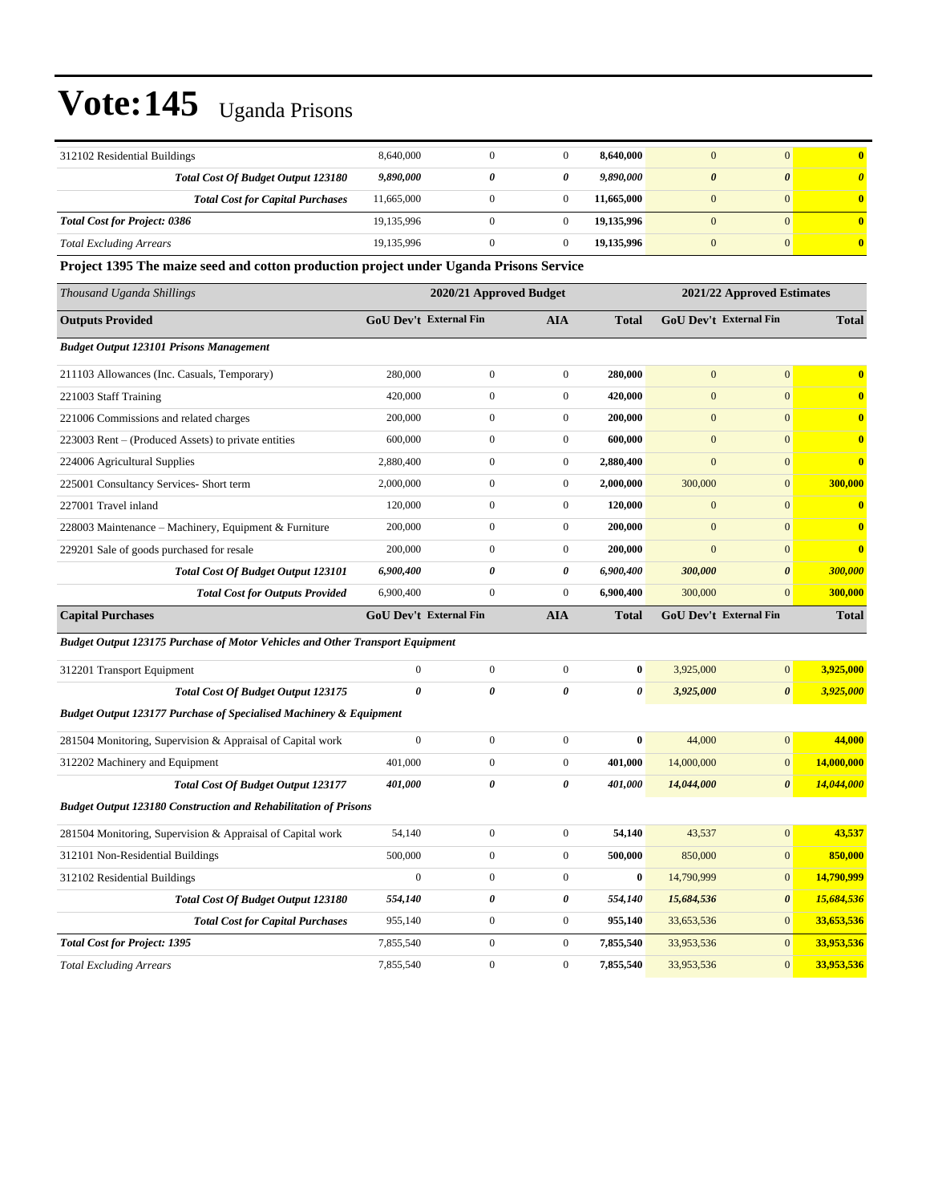# Vote:145 Uganda Prisons

| | | | | | | | |
|---|---|---|---|---|---|---|---|
| 312102 Residential Buildings | 8,640,000 | 0 | 0 | **8,640,000** | 0 | 0 | **0** |
| ***Total Cost Of Budget Output 123180*** | ***9,890,000*** | ***0*** | ***0*** | ***9,890,000*** | ***0*** | ***0*** | ***0*** |
| ***Total Cost for Capital Purchases*** | 11,665,000 | 0 | 0 | **11,665,000** | 0 | 0 | **0** |
| ***Total Cost for Project: 0386*** | 19,135,996 | 0 | 0 | **19,135,996** | 0 | 0 | **0** |
| *Total Excluding Arrears* | 19,135,996 | 0 | 0 | **19,135,996** | 0 | 0 | **0** |

**Project 1395 The maize seed and cotton production project under Uganda Prisons Service**

| *Thousand Uganda Shillings* | 2020/21 Approved Budget | | | | 2021/22 Approved Estimates | | |
|---|---|---|---|---|---|---|---|
| **Outputs Provided** | **GoU Dev't** | **External Fin** | **AIA** | **Total** | **GoU Dev't** | **External Fin** | **Total** |
| ***Budget Output 123101 Prisons Management*** | | | | | | | |
| 211103 Allowances (Inc. Casuals, Temporary) | 280,000 | 0 | 0 | **280,000** | 0 | 0 | **0** |
| 221003 Staff Training | 420,000 | 0 | 0 | **420,000** | 0 | 0 | **0** |
| 221006 Commissions and related charges | 200,000 | 0 | 0 | **200,000** | 0 | 0 | **0** |
| 223003 Rent – (Produced Assets) to private entities | 600,000 | 0 | 0 | **600,000** | 0 | 0 | **0** |
| 224006 Agricultural Supplies | 2,880,400 | 0 | 0 | **2,880,400** | 0 | 0 | **0** |
| 225001 Consultancy Services- Short term | 2,000,000 | 0 | 0 | **2,000,000** | 300,000 | 0 | **300,000** |
| 227001 Travel inland | 120,000 | 0 | 0 | **120,000** | 0 | 0 | **0** |
| 228003 Maintenance – Machinery, Equipment & Furniture | 200,000 | 0 | 0 | **200,000** | 0 | 0 | **0** |
| 229201 Sale of goods purchased for resale | 200,000 | 0 | 0 | **200,000** | 0 | 0 | **0** |
| ***Total Cost Of Budget Output 123101*** | ***6,900,400*** | ***0*** | ***0*** | ***6,900,400*** | ***300,000*** | ***0*** | ***300,000*** |
| ***Total Cost for Outputs Provided*** | 6,900,400 | 0 | 0 | **6,900,400** | 300,000 | 0 | **300,000** |
| **Capital Purchases** | **GoU Dev't** | **External Fin** | **AIA** | **Total** | **GoU Dev't** | **External Fin** | **Total** |
| ***Budget Output 123175 Purchase of Motor Vehicles and Other Transport Equipment*** | | | | | | | |
| 312201 Transport Equipment | 0 | 0 | 0 | **0** | 3,925,000 | 0 | **3,925,000** |
| ***Total Cost Of Budget Output 123175*** | ***0*** | ***0*** | ***0*** | ***0*** | ***3,925,000*** | ***0*** | ***3,925,000*** |
| ***Budget Output 123177 Purchase of Specialised Machinery & Equipment*** | | | | | | | |
| 281504 Monitoring, Supervision & Appraisal of Capital work | 0 | 0 | 0 | **0** | 44,000 | 0 | **44,000** |
| 312202 Machinery and Equipment | 401,000 | 0 | 0 | **401,000** | 14,000,000 | 0 | **14,000,000** |
| ***Total Cost Of Budget Output 123177*** | ***401,000*** | ***0*** | ***0*** | ***401,000*** | ***14,044,000*** | ***0*** | ***14,044,000*** |
| ***Budget Output 123180 Construction and Rehabilitation of Prisons*** | | | | | | | |
| 281504 Monitoring, Supervision & Appraisal of Capital work | 54,140 | 0 | 0 | **54,140** | 43,537 | 0 | **43,537** |
| 312101 Non-Residential Buildings | 500,000 | 0 | 0 | **500,000** | 850,000 | 0 | **850,000** |
| 312102 Residential Buildings | 0 | 0 | 0 | **0** | 14,790,999 | 0 | **14,790,999** |
| ***Total Cost Of Budget Output 123180*** | ***554,140*** | ***0*** | ***0*** | ***554,140*** | ***15,684,536*** | ***0*** | ***15,684,536*** |
| ***Total Cost for Capital Purchases*** | 955,140 | 0 | 0 | **955,140** | 33,653,536 | 0 | **33,653,536** |
| ***Total Cost for Project: 1395*** | 7,855,540 | 0 | 0 | **7,855,540** | 33,953,536 | 0 | **33,953,536** |
| *Total Excluding Arrears* | 7,855,540 | 0 | 0 | **7,855,540** | 33,953,536 | 0 | **33,953,536** |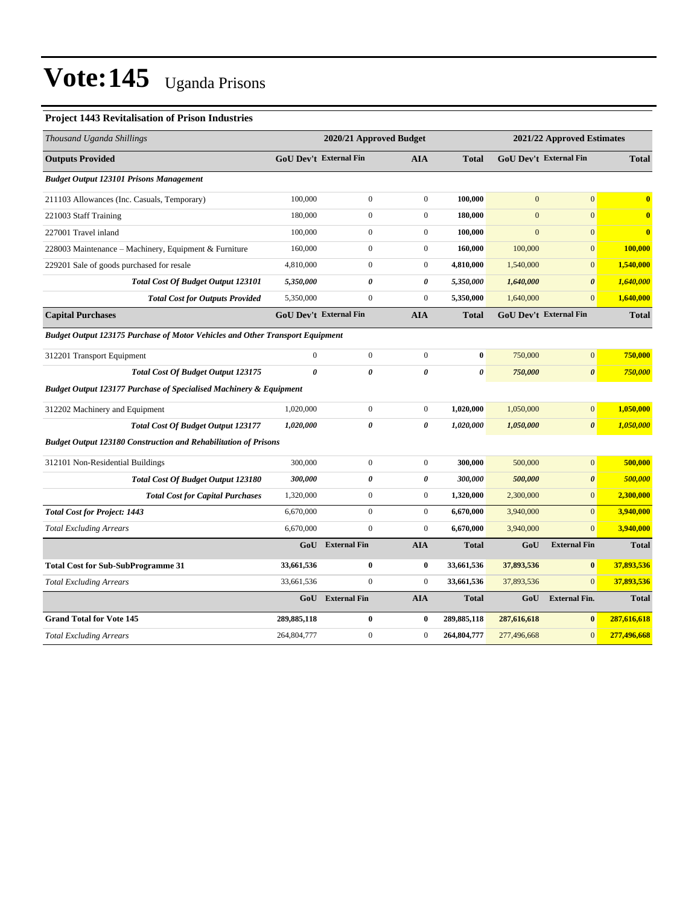# Vote:145 Uganda Prisons

**Project 1443 Revitalisation of Prison Industries**

| *Thousand Uganda Shillings* | 2020/21 Approved Budget | | | | 2021/22 Approved Estimates | | |
|---|---|---|---|---|---|---|---|
| **Outputs Provided** | **GoU Dev't** | **External Fin** | **AIA** | **Total** | **GoU Dev't** | **External Fin** | **Total** |
| ***Budget Output 123101 Prisons Management*** | | | | | | | |
| 211103 Allowances (Inc. Casuals, Temporary) | 100,000 | 0 | 0 | **100,000** | 0 | 0 | **0** |
| 221003 Staff Training | 180,000 | 0 | 0 | **180,000** | 0 | 0 | **0** |
| 227001 Travel inland | 100,000 | 0 | 0 | **100,000** | 0 | 0 | **0** |
| 228003 Maintenance – Machinery, Equipment & Furniture | 160,000 | 0 | 0 | **160,000** | 100,000 | 0 | **100,000** |
| 229201 Sale of goods purchased for resale | 4,810,000 | 0 | 0 | **4,810,000** | 1,540,000 | 0 | **1,540,000** |
| ***Total Cost Of Budget Output 123101*** | ***5,350,000*** | ***0*** | ***0*** | ***5,350,000*** | ***1,640,000*** | ***0*** | ***1,640,000*** |
| ***Total Cost for Outputs Provided*** | 5,350,000 | 0 | 0 | **5,350,000** | 1,640,000 | 0 | **1,640,000** |
| **Capital Purchases** | **GoU Dev't** | **External Fin** | **AIA** | **Total** | **GoU Dev't** | **External Fin** | **Total** |
| ***Budget Output 123175 Purchase of Motor Vehicles and Other Transport Equipment*** | | | | | | | |
| 312201 Transport Equipment | 0 | 0 | 0 | **0** | 750,000 | 0 | **750,000** |
| ***Total Cost Of Budget Output 123175*** | ***0*** | ***0*** | ***0*** | ***0*** | ***750,000*** | ***0*** | ***750,000*** |
| ***Budget Output 123177 Purchase of Specialised Machinery & Equipment*** | | | | | | | |
| 312202 Machinery and Equipment | 1,020,000 | 0 | 0 | **1,020,000** | 1,050,000 | 0 | **1,050,000** |
| ***Total Cost Of Budget Output 123177*** | ***1,020,000*** | ***0*** | ***0*** | ***1,020,000*** | ***1,050,000*** | ***0*** | ***1,050,000*** |
| ***Budget Output 123180 Construction and Rehabilitation of Prisons*** | | | | | | | |
| 312101 Non-Residential Buildings | 300,000 | 0 | 0 | **300,000** | 500,000 | 0 | **500,000** |
| ***Total Cost Of Budget Output 123180*** | ***300,000*** | ***0*** | ***0*** | ***300,000*** | ***500,000*** | ***0*** | ***500,000*** |
| ***Total Cost for Capital Purchases*** | 1,320,000 | 0 | 0 | **1,320,000** | 2,300,000 | 0 | **2,300,000** |
| ***Total Cost for Project: 1443*** | 6,670,000 | 0 | 0 | **6,670,000** | 3,940,000 | 0 | **3,940,000** |
| *Total Excluding Arrears* | 6,670,000 | 0 | 0 | **6,670,000** | 3,940,000 | 0 | **3,940,000** |
| | **GoU** | **External Fin** | **AIA** | **Total** | **GoU** | **External Fin** | **Total** |
| **Total Cost for Sub-SubProgramme 31** | **33,661,536** | **0** | **0** | **33,661,536** | **37,893,536** | **0** | **37,893,536** |
| *Total Excluding Arrears* | 33,661,536 | 0 | 0 | **33,661,536** | 37,893,536 | 0 | **37,893,536** |
| | **GoU** | **External Fin** | **AIA** | **Total** | **GoU** | **External Fin.** | **Total** |
| **Grand Total for Vote 145** | **289,885,118** | **0** | **0** | **289,885,118** | **287,616,618** | **0** | **287,616,618** |
| *Total Excluding Arrears* | 264,804,777 | 0 | 0 | **264,804,777** | 277,496,668 | 0 | **277,496,668** |